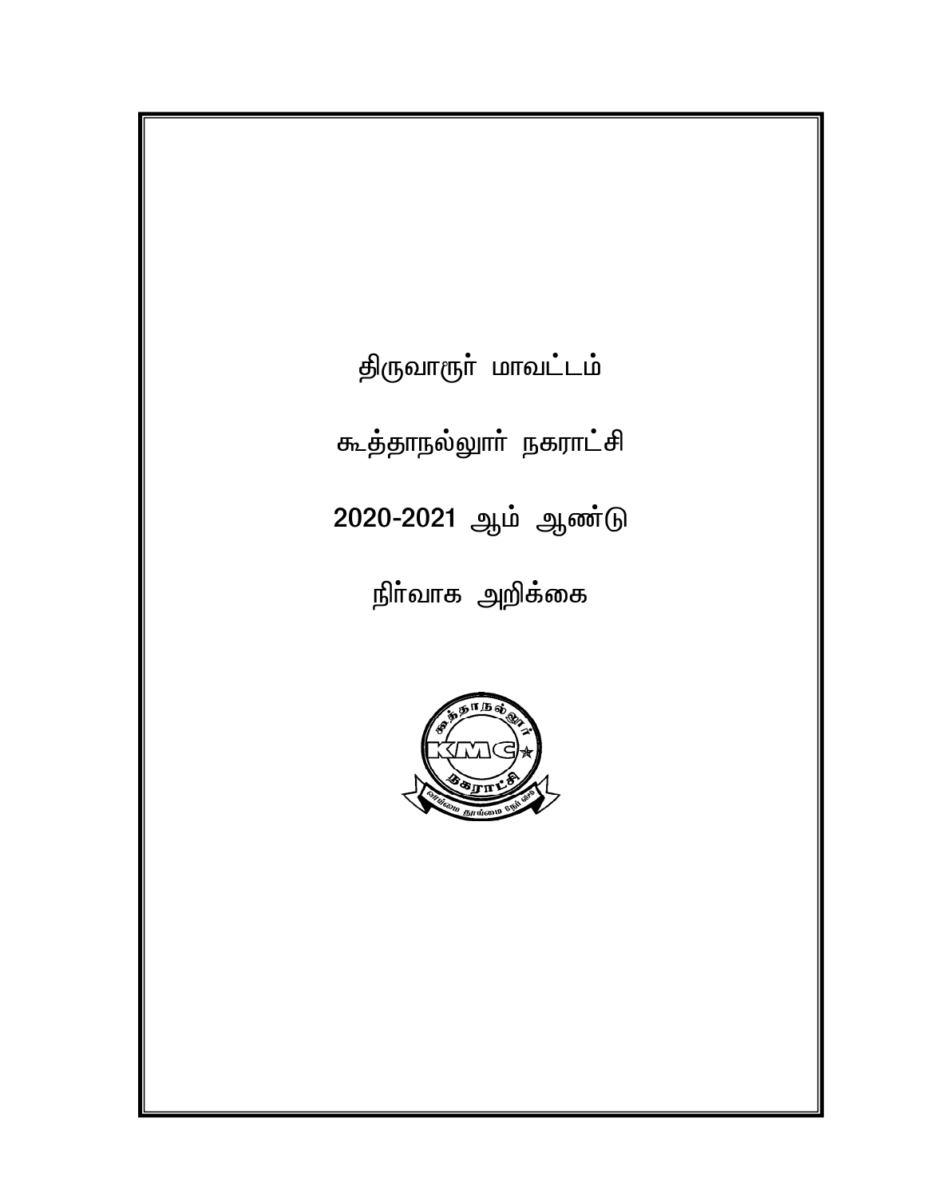# திருவாரூர் மாவட்டம்

# கூத்தாநல்லூர் நகராட்சி

# 2020-2021 ஆம் ஆண்டு

# நிர்வாக அறிக்கை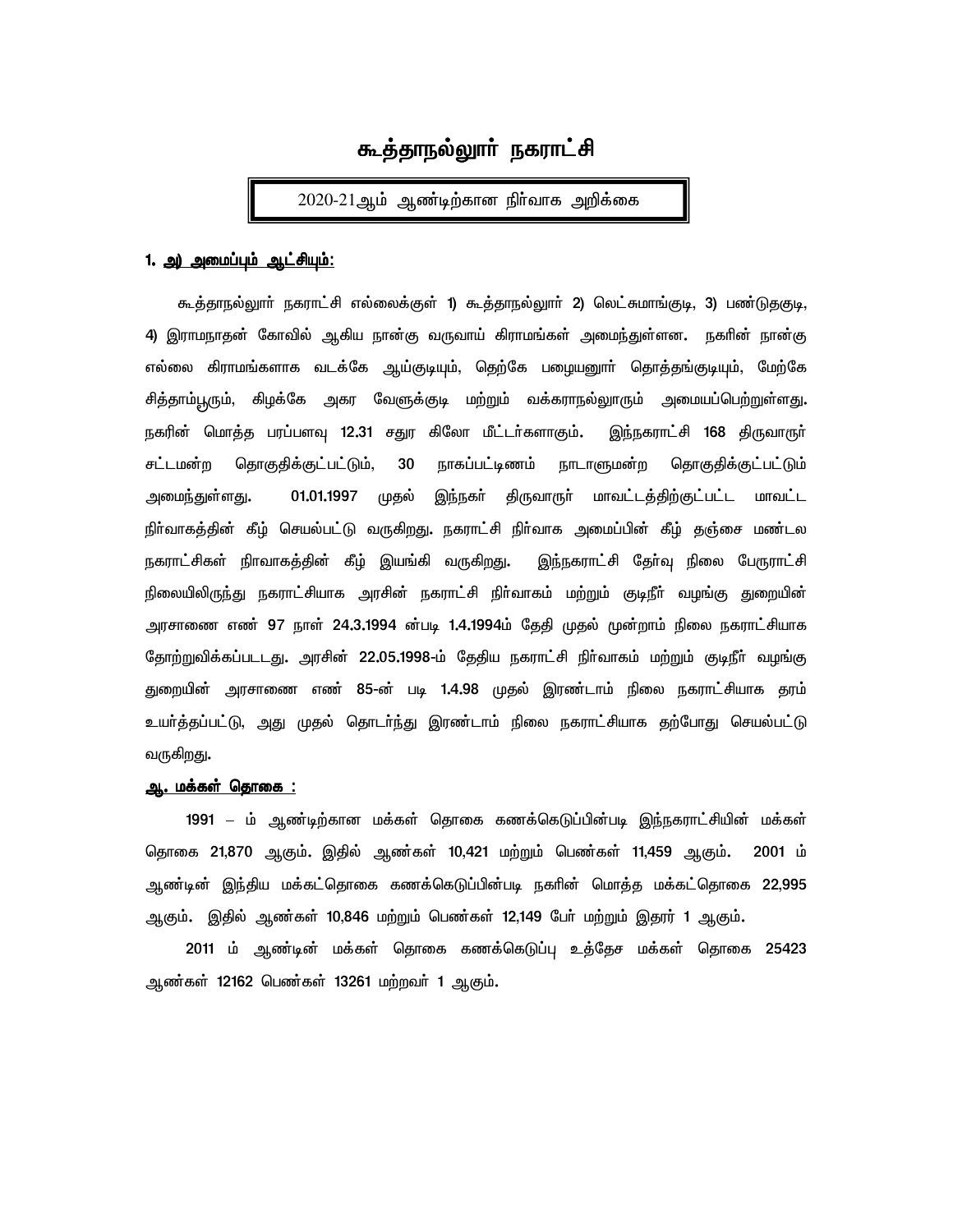# கூத்தாநல்லூர் நகராட்சி

## 2020-21ஆம் ஆண்டிற்கான நிர்வாக அறிக்கை

### 1. அ) அமைப்பும் ஆட்சியும்:

கூத்தாநல்லூர் நகராட்சி எல்லைக்குள் 1) கூத்தாநல்லூர் 2) லெட்சுமாங்குடி, 3) பண்டுதகுடி, 4) இராமநாதன் கோவில் ஆகிய நான்கு வருவாய் கிராமங்கள் அமைந்துள்ளன. நகரின் நான்கு எல்லை கிராமங்களாக வடக்கே ஆய்குடியும், தெற்கே பழையனூர் தொத்தங்குடியும், மேற்கே சித்தாம்பூரும், கிழக்கே அகர வேளுக்குடி மற்றும் வக்கராநல்லூரும் அமையப்பெற்றுள்ளது. நகரின் மொத்த பரப்பளவு 12.31 சதுர கிலோ மீட்டர்களாகும். இந்நகராட்சி 168 திருவாரூர் சட்டமன்ற தொகுதிக்குட்பட்டும், 30 நாகப்பட்டிணம் நாடாளுமன்ற தொகுதிக்குட்பட்டும் அமைந்துள்ளது. 01.01.1997 முதல் இந்நகர் திருவாரூர் மாவட்டத்திற்குட்பட்ட மாவட்ட நிர்வாகத்தின் கீழ் செயல்பட்டு வருகிறது. நகராட்சி நிர்வாக அமைப்பின் கீழ் தஞ்சை மண்டல நகராட்சிகள் நிாவாகத்தின் கீழ் இயங்கி வருகிறது. இந்நகராட்சி தேர்வு நிலை பேரூராட்சி நிலையிலிருந்து நகராட்சியாக அரசின் நகராட்சி நிர்வாகம் மற்றும் குடிநீர் வழங்கு துறையின் அரசாணை எண் 97 நாள் 24.3.1994 ன்படி 1.4.1994ம் தேதி முதல் மூன்றாம் நிலை நகராட்சியாக தோற்றுவிக்கப்படடது. அரசின் 22.05.1998-ம் தேதிய நகராட்சி நிர்வாகம் மற்றும் குடிநீர் வழங்கு துறையின் அரசாணை எண் 85-ன் படி 1.4.98 முதல் இரண்டாம் நிலை நகராட்சியாக தரம் உயர்த்தப்பட்டு, அது முதல் தொடர்ந்து இரண்டாம் நிலை நகராட்சியாக தற்போது செயல்பட்டு வருகிறது.

### ஆ. மக்கள் தொகை :

1991 – ம் ஆண்டிற்கான மக்கள் தொகை கணக்கெடுப்பின்படி இந்நகராட்சியின் மக்கள் தொகை 21,870 ஆகும். இதில் ஆண்கள் 10,421 மற்றும் பெண்கள் 11,459 ஆகும். 2001 ம் ஆண்டின் இந்திய மக்கட்தொகை கணக்கெடுப்பின்படி நகரின் மொத்த மக்கட்தொகை 22,995 ஆகும். இதில் ஆண்கள் 10,846 மற்றும் பெண்கள் 12,149 பேர் மற்றும் இதரர் 1 ஆகும்.

2011 ம் ஆண்டின் மக்கள் தொகை கணக்கெடுப்பு உத்தேச மக்கள் தொகை 25423 ஆண்கள் 12162 பெண்கள் 13261 மற்றவர் 1 ஆகும்.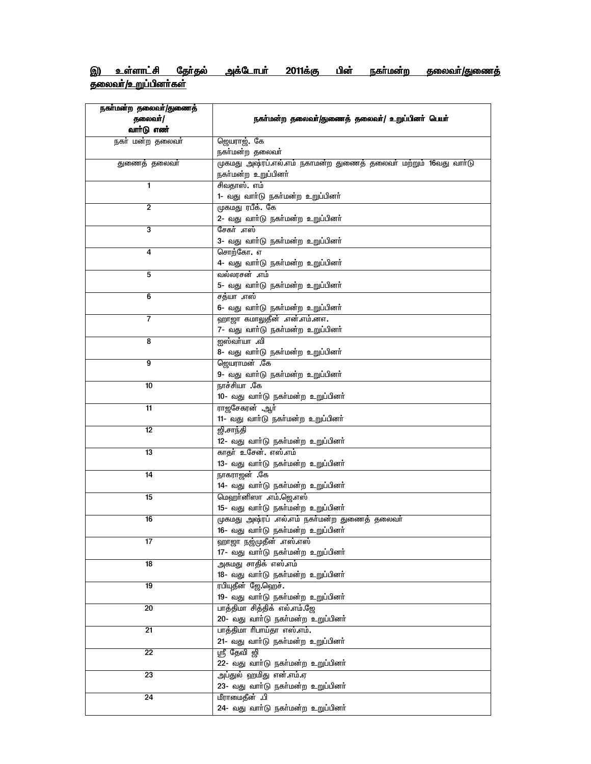**இ) உள்ளாட்சி தேர்தல் அக்டோபர் 2011க்கு பின் நகர்மன்ற தலைவர்/துணைத் தலைவர்/உறுப்பினர்கள்**

| நகர்மன்ற தலைவர்/துணைத் தலைவர்/ வார்டு எண் | நகர்மன்ற தலைவர்/துணைத் தலைவர்/ உறுப்பினர் பெயர் |
|---|---|
| நகர் மன்ற தலைவர் | ஜெயராஜ். கே<br>நகர்மன்ற தலைவர் |
| துணைத் தலைவர் | முகமது அஷ்ரப்.எல்.எம் நகாமன்ற துணைத் தலைவர் மற்றும் 16வது வார்டு நகர்மன்ற உறுப்பினர் |
| 1 | சிவதாஸ். எம்<br>1- வது வார்டு நகர்மன்ற உறுப்பினர் |
| 2 | முகமது ரபீக். கே<br>2- வது வார்டு நகர்மன்ற உறுப்பினர் |
| 3 | சேகர் .எஸ்<br>3- வது வார்டு நகர்மன்ற உறுப்பினர் |
| 4 | சொற்கோ. எ<br>4- வது வார்டு நகர்மன்ற உறுப்பினர் |
| 5 | வல்லரசன் .எம்<br>5- வது வார்டு நகர்மன்ற உறுப்பினர் |
| 6 | சத்யா .எஸ்<br>6- வது வார்டு நகர்மன்ற உறுப்பினர் |
| 7 | ஹாஜா கமாலுதீன் .என்.எம்.ஏ.<br>7- வது வார்டு நகர்மன்ற உறுப்பினர் |
| 8 | ஐஸ்வர்யா .வி<br>8- வது வார்டு நகர்மன்ற உறுப்பினர் |
| 9 | ஜெயராமன் .கே<br>9- வது வார்டு நகர்மன்ற உறுப்பினர் |
| 10 | நாச்சியா .கே<br>10- வது வார்டு நகர்மன்ற உறுப்பினர் |
| 11 | ராஜசேகரன் .ஆர்<br>11- வது வார்டு நகர்மன்ற உறுப்பினர் |
| 12 | ஜி.சாந்தி<br>12- வது வார்டு நகர்மன்ற உறுப்பினர் |
| 13 | காதர் உசேன். எஸ்.எம்<br>13- வது வார்டு நகர்மன்ற உறுப்பினர் |
| 14 | நாகராஜன் .கே<br>14- வது வார்டு நகர்மன்ற உறுப்பினர் |
| 15 | மெஹர்னிஸா .எம்.ஜெ.எஸ்<br>15- வது வார்டு நகர்மன்ற உறுப்பினர் |
| 16 | முகமது அஷ்ரப் .எல்.எம் நகர்மன்ற துணைத் தலைவர்<br>16- வது வார்டு நகர்மன்ற உறுப்பினர் |
| 17 | ஹாஜா நஜ்முதீன் .எஸ்.எஸ்<br>17- வது வார்டு நகர்மன்ற உறுப்பினர் |
| 18 | அகமது சாதிக் எஸ்.எம்<br>18- வது வார்டு நகர்மன்ற உறுப்பினர் |
| 19 | ரபியுதீன் ஜே.ஹெச்.<br>19- வது வார்டு நகர்மன்ற உறுப்பினர் |
| 20 | பாத்திமா சித்திக் எல்.எம்.ஜே<br>20- வது வார்டு நகர்மன்ற உறுப்பினர் |
| 21 | பாத்திமா ரிபாய்தா எஸ்.எம்.<br>21- வது வார்டு நகர்மன்ற உறுப்பினர் |
| 22 | ஸ்ரீ தேவி ஜி<br>22- வது வார்டு நகர்மன்ற உறுப்பினர் |
| 23 | அப்துல் ஹமிது என்.எம்.ஏ<br>23- வது வார்டு நகர்மன்ற உறுப்பினர் |
| 24 | மீராமைதீன் .பி<br>24- வது வார்டு நகர்மன்ற உறுப்பினர் |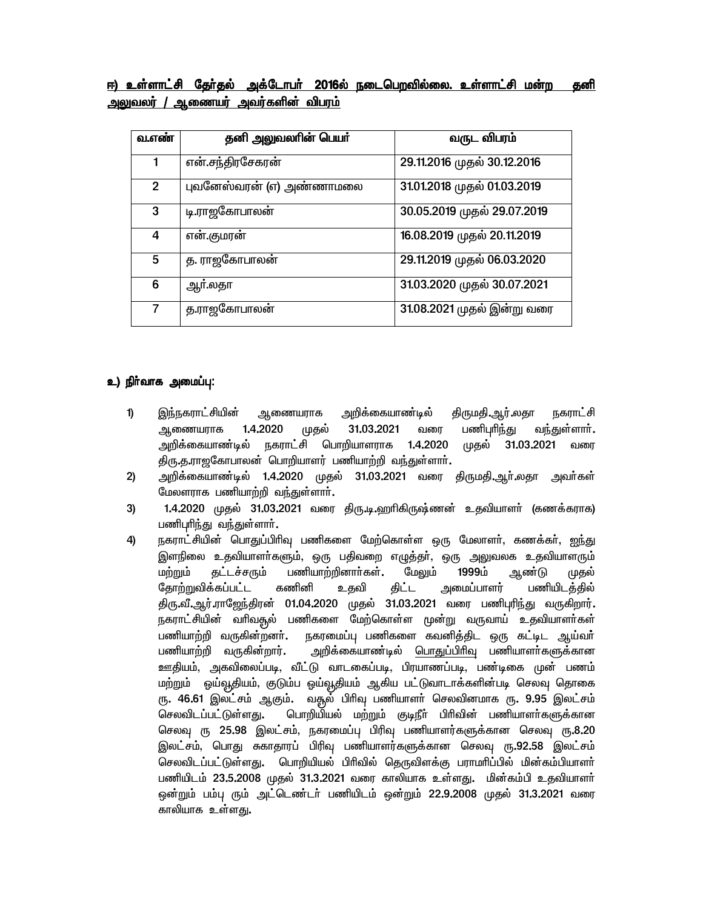**ஈ) உள்ளாட்சி தேர்தல் அக்டோபர் 2016ல் நடைபெறவில்லை. உள்ளாட்சி மன்ற தனி அலுவலர் / ஆணையர் அவர்களின் விபரம்**

| வ.எண் | தனி அலுவலரின் பெயர் | வருட விபரம் |
|---|---|---|
| 1 | என்.சந்திரசேகரன் | 29.11.2016 முதல் 30.12.2016 |
| 2 | புவனேஸ்வரன் (எ) அண்ணாமலை | 31.01.2018 முதல் 01.03.2019 |
| 3 | டி.ராஜகோபாலன் | 30.05.2019 முதல் 29.07.2019 |
| 4 | என்.குமரன் | 16.08.2019 முதல் 20.11.2019 |
| 5 | த. ராஜகோபாலன் | 29.11.2019 முதல் 06.03.2020 |
| 6 | ஆர்.லதா | 31.03.2020 முதல் 30.07.2021 |
| 7 | த.ராஜகோபாலன் | 31.08.2021 முதல் இன்று வரை |

**உ) நிர்வாக அமைப்பு:**

1) இந்நகராட்சியின் ஆணையராக அறிக்கையாண்டில் திருமதி.ஆர்.லதா நகராட்சி ஆணையராக 1.4.2020 முதல் 31.03.2021 வரை பணிபுரிந்து வந்துள்ளார். அறிக்கையாண்டில் நகராட்சி பொறியாளராக 1.4.2020 முதல் 31.03.2021 வரை திரு.த.ராஜகோபாலன் பொறியாளர் பணியாற்றி வந்துள்ளார்.
2) அறிக்கையாண்டில் 1.4.2020 முதல் 31.03.2021 வரை திருமதி.ஆர்.லதா அவர்கள் மேலளராக பணியாற்றி வந்துள்ளார்.
3) 1.4.2020 முதல் 31.03.2021 வரை திரு.டி.ஹரிகிருஷ்ணன் உதவியாளர் (கணக்கராக) பணிபுரிந்து வந்துள்ளார்.
4) நகராட்சியின் பொதுப்பிரிவு பணிகளை மேற்கொள்ள ஒரு மேலாளர், கணக்கர், ஐந்து இளநிலை உதவியாளர்களும், ஒரு பதிவறை எழுத்தர், ஒரு அலுவலக உதவியாளரும் மற்றும் தட்டச்சரும் பணியாற்றினார்கள். மேலும் 1999ம் ஆண்டு முதல் தோற்றுவிக்கப்பட்ட கணினி உதவி திட்ட அமைப்பாளர் பணியிடத்தில் திரு.வீ.ஆர்.ராஜேந்திரன் 01.04.2020 முதல் 31.03.2021 வரை பணிபுரிந்து வருகிறார். நகராட்சியின் வரிவசூல் பணிகளை மேற்கொள்ள மூன்று வருவாய் உதவியாளர்கள் பணியாற்றி வருகின்றனர். நகரமைப்பு பணிகளை கவனித்திட ஒரு கட்டிட ஆய்வர் பணியாற்றி வருகின்றார். அறிக்கையாண்டில் <u>பொதுப்பிரிவு</u> பணியாளர்களுக்கான ஊதியம், அகவிலைப்படி, வீட்டு வாடகைப்படி, பிரயாணப்படி, பண்டிகை முன் பணம் மற்றும் ஓய்வூதியம், குடும்ப ஓய்வூதியம் ஆகிய பட்டுவாடாக்களின்படி செலவு தொகை ரூ. 46.61 இலட்சம் ஆகும். வசூல் பிரிவு பணியாளர் செலவினமாக ரூ. 9.95 இலட்சம் செலவிடப்பட்டுள்ளது. பொறியியல் மற்றும் குடிநீர் பிரிவின் பணியாளர்களுக்கான செலவு ரூ 25.98 இலட்சம், நகரமைப்பு பிரிவு பணியாளர்களுக்கான செலவு ரூ.8.20 இலட்சம், பொது சுகாதாரப் பிரிவு பணியாளர்களுக்கான செலவு ரூ.92.58 இலட்சம் செலவிடப்பட்டுள்ளது. பொறியியல் பிரிவில் தெருவிளக்கு பராமரிப்பில் மின்கம்பியாளர் பணியிடம் 23.5.2008 முதல் 31.3.2021 வரை காலியாக உள்ளது. மின்கம்பி உதவியாளர் ஒன்றும் பம்பு ரூம் அட்டெண்டர் பணியிடம் ஒன்றும் 22.9.2008 முதல் 31.3.2021 வரை காலியாக உள்ளது.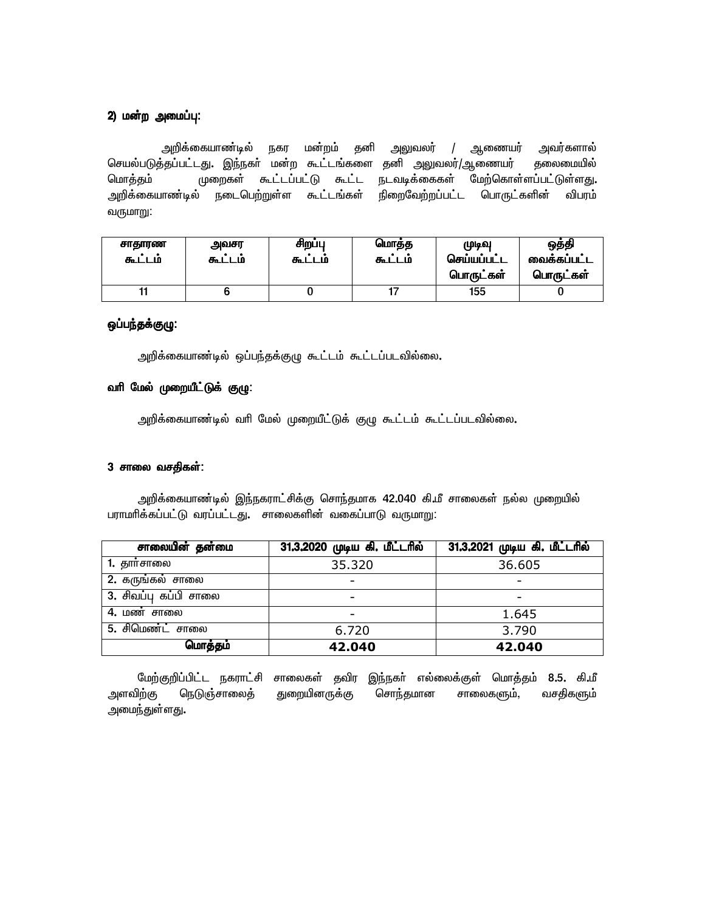### 2) மன்ற அமைப்பு:

அறிக்கையாண்டில் நகர மன்றம் தனி அலுவலர் / ஆணையர் அவர்களால் செயல்படுத்தப்பட்டது. இந்நகர் மன்ற கூட்டங்களை தனி அலுவலர்/ஆணையர் தலைமையில் மொத்தம் முறைகள் கூட்டப்பட்டு கூட்ட நடவடிக்கைகள் மேற்கொள்ளப்பட்டுள்ளது. அறிக்கையாண்டில் நடைபெற்றுள்ள கூட்டங்கள் நிறைவேற்றப்பட்ட பொருட்களின் விபரம் வருமாறு:

| சாதாரண கூட்டம் | அவசர கூட்டம் | சிறப்பு கூட்டம் | மொத்த கூட்டம் | முடிவு செய்யப்பட்ட பொருட்கள் | ஒத்தி வைக்கப்பட்ட பொருட்கள் |
|---|---|---|---|---|---|
| 11 | 6 | 0 | 17 | 155 | 0 |

### ஒப்பந்தக்குழு:

அறிக்கையாண்டில் ஒப்பந்தக்குழு கூட்டம் கூட்டப்படவில்லை.

### வரி மேல் முறையீட்டுக் குழு:

அறிக்கையாண்டில் வரி மேல் முறையீட்டுக் குழு கூட்டம் கூட்டப்படவில்லை.

### 3 சாலை வசதிகள்:

அறிக்கையாண்டில் இந்நகராட்சிக்கு சொந்தமாக 42.040 கி.மீ சாலைகள் நல்ல முறையில் பராமரிக்கப்பட்டு வரப்பட்டது. சாலைகளின் வகைப்பாடு வருமாறு:

| சாலையின் தன்மை | 31.3.2020 முடிய கி. மீட்டரில் | 31.3.2021 முடிய கி. மீட்டரில் |
|---|---|---|
| 1. தார்சாலை | 35.320 | 36.605 |
| 2. கருங்கல் சாலை | - | - |
| 3. சிவப்பு கப்பி சாலை | - | - |
| 4. மண் சாலை | - | 1.645 |
| 5. சிமெண்ட் சாலை | 6.720 | 3.790 |
| **மொத்தம்** | **42.040** | **42.040** |

மேற்குறிப்பிட்ட நகராட்சி சாலைகள் தவிர இந்நகர் எல்லைக்குள் மொத்தம் 8.5. கி.மீ அளவிற்கு நெடுஞ்சாலைத் துறையினருக்கு சொந்தமான சாலைகளும், வசதிகளும் அமைந்துள்ளது.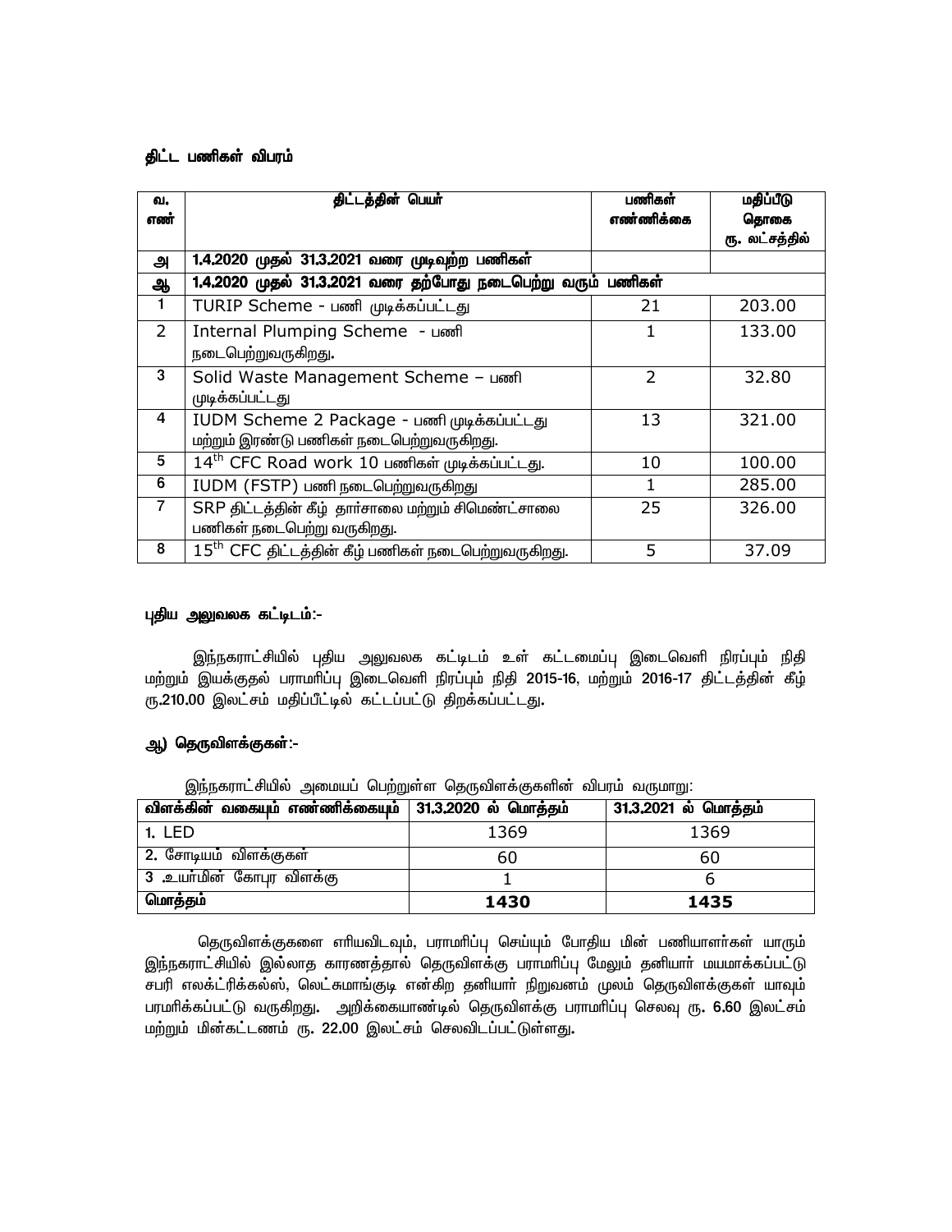### திட்ட பணிகள் விபரம்

| வ. எண் | திட்டத்தின் பெயர் | பணிகள் எண்ணிக்கை | மதிப்பீடு தொகை ரூ. லட்சத்தில் |
|---|---|---|---|
| அ | 1.4.2020 முதல் 31.3.2021 வரை முடிவுற்ற பணிகள் | | |
| ஆ | 1.4.2020 முதல் 31.3.2021 வரை தற்போது நடைபெற்று வரும் பணிகள் | | |
| 1 | TURIP Scheme - பணி முடிக்கப்பட்டது | 21 | 203.00 |
| 2 | Internal Plumping Scheme - பணி நடைபெற்றுவருகிறது. | 1 | 133.00 |
| 3 | Solid Waste Management Scheme – பணி முடிக்கப்பட்டது | 2 | 32.80 |
| 4 | IUDM Scheme 2 Package - பணி முடிக்கப்பட்டது மற்றும் இரண்டு பணிகள் நடைபெற்றுவருகிறது. | 13 | 321.00 |
| 5 | 14th CFC Road work 10 பணிகள் முடிக்கப்பட்டது. | 10 | 100.00 |
| 6 | IUDM (FSTP) பணி நடைபெற்றுவருகிறது | 1 | 285.00 |
| 7 | SRP திட்டத்தின் கீழ் தார்சாலை மற்றும் சிமெண்ட்சாலை பணிகள் நடைபெற்று வருகிறது. | 25 | 326.00 |
| 8 | 15th CFC திட்டத்தின் கீழ் பணிகள் நடைபெற்றுவருகிறது. | 5 | 37.09 |

### புதிய அலுவலக கட்டிடம்:-

இந்நகராட்சியில் புதிய அலுவலக கட்டிடம் உள் கட்டமைப்பு இடைவெளி நிரப்பும் நிதி மற்றும் இயக்குதல் பராமரிப்பு இடைவெளி நிரப்பும் நிதி 2015-16, மற்றும் 2016-17 திட்டத்தின் கீழ் ரூ.210.00 இலட்சம் மதிப்பீட்டில் கட்டப்பட்டு திறக்கப்பட்டது.

### ஆ) தெருவிளக்குகள்:-

இந்நகராட்சியில் அமையப் பெற்றுள்ள தெருவிளக்குகளின் விபரம் வருமாறு:

| விளக்கின் வகையும் எண்ணிக்கையும் | 31.3.2020 ல் மொத்தம் | 31.3.2021 ல் மொத்தம் |
|---|---|---|
| 1. LED | 1369 | 1369 |
| 2. சோடியம் விளக்குகள் | 60 | 60 |
| 3 .உயர்மின் கோபுர விளக்கு | 1 | 6 |
| **மொத்தம்** | **1430** | **1435** |

தெருவிளக்குகளை எரியவிடவும், பராமரிப்பு செய்யும் போதிய மின் பணியாளர்கள் யாரும் இந்நகராட்சியில் இல்லாத காரணத்தால் தெருவிளக்கு பராமரிப்பு மேலும் தனியார் மயமாக்கப்பட்டு சபரி எலக்ட்ரிக்கல்ஸ், லெட்சுமாங்குடி என்கிற தனியார் நிறுவனம் மூலம் தெருவிளக்குகள் யாவும் பரமரிக்கப்பட்டு வருகிறது. அறிக்கையாண்டில் தெருவிளக்கு பராமரிப்பு செலவு ரூ. 6.60 இலட்சம் மற்றும் மின்கட்டணம் ரூ. 22.00 இலட்சம் செலவிடப்பட்டுள்ளது.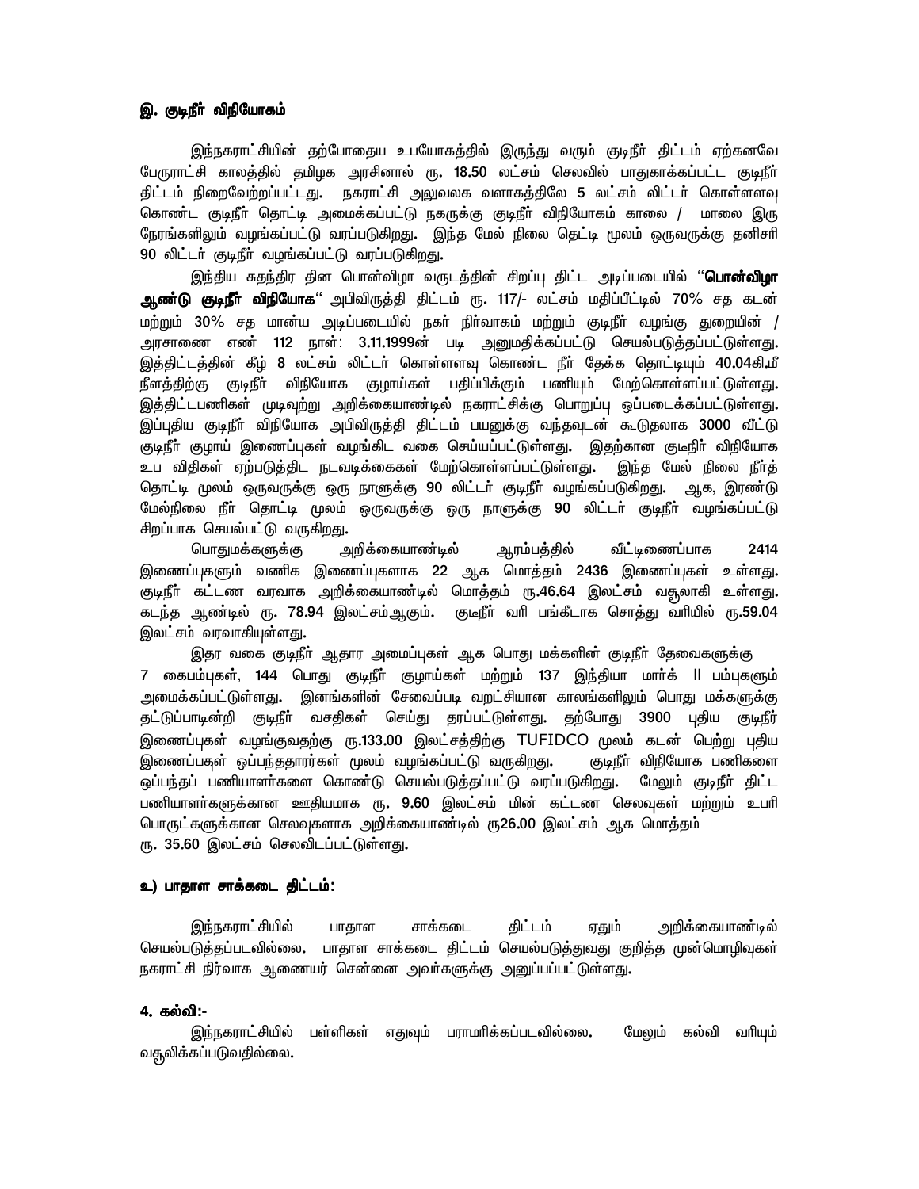### இ. குடிநீர் விநியோகம்

இந்நகராட்சியின் தற்போதைய உபயோகத்தில் இருந்து வரும் குடிநீர் திட்டம் ஏற்கனவே பேருராட்சி காலத்தில் தமிழக அரசினால் ரூ. 18.50 லட்சம் செலவில் பாதுகாக்கப்பட்ட குடிநீர் திட்டம் நிறைவேற்றப்பட்டது. நகராட்சி அலுவலக வளாகத்திலே 5 லட்சம் லிட்டர் கொள்ளளவு கொண்ட குடிநீர் தொட்டி அமைக்கப்பட்டு நகருக்கு குடிநீர் விநியோகம் காலை / மாலை இரு நேரங்களிலும் வழங்கப்பட்டு வரப்படுகிறது. இந்த மேல் நிலை தெட்டி மூலம் ஒருவருக்கு தனிசரி 90 லிட்டர் குடிநீர் வழங்கப்பட்டு வரப்படுகிறது.

இந்திய சுதந்திர தின பொன்விழா வருடத்தின் சிறப்பு திட்ட அடிப்படையில் "**பொன்விழா ஆண்டு குடிநீர் விநியோக**" அபிவிருத்தி திட்டம் ரூ. 117/- லட்சம் மதிப்பீட்டில் 70% சத கடன் மற்றும் 30% சத மானிய அடிப்படையில் நகர் நிர்வாகம் மற்றும் குடிநீர் வழங்கு துறையின் / அரசாணை எண் 112 நாள்: 3.11.1999ன் படி அனுமதிக்கப்பட்டு செயல்படுத்தப்பட்டுள்ளது. இத்திட்டத்தின் கீழ் 8 லட்சம் லிட்டர் கொள்ளளவு கொண்ட நீர் தேக்க தொட்டியும் 40.04கி.மீ நீளத்திற்கு குடிநீர் விநியோக குழாய்கள் பதிப்பிக்கும் பணியும் மேற்கொள்ளப்பட்டுள்ளது. இத்திட்டபணிகள் முடிவுற்று அறிக்கையாண்டில் நகராட்சிக்கு பொறுப்பு ஒப்படைக்கப்பட்டுள்ளது. இப்புதிய குடிநீர் விநியோக அபிவிருத்தி திட்டம் பயனுக்கு வந்தவுடன் கூடுதலாக 3000 வீட்டு குடிநீர் குழாய் இணைப்புகள் வழங்கிட வகை செய்யப்பட்டுள்ளது. இதற்கான குடிநீர் விநியோக உப விதிகள் ஏற்படுத்திட நடவடிக்கைகள் மேற்கொள்ளப்பட்டுள்ளது. இந்த மேல் நிலை நீர்த் தொட்டி மூலம் ஒருவருக்கு ஒரு நாளுக்கு 90 லிட்டர் குடிநீர் வழங்கப்படுகிறது. ஆக, இரண்டு மேல்நிலை நீர் தொட்டி மூலம் ஒருவருக்கு ஒரு நாளுக்கு 90 லிட்டர் குடிநீர் வழங்கப்பட்டு சிறப்பாக செயல்பட்டு வருகிறது.

பொதுமக்களுக்கு அறிக்கையாண்டில் ஆரம்பத்தில் வீட்டிணைப்பாக 2414 இணைப்புகளும் வணிக இணைப்புகளாக 22 ஆக மொத்தம் 2436 இணைப்புகள் உள்ளது. குடிநீர் கட்டண வரவாக அறிக்கையாண்டில் மொத்தம் ரூ.46.64 இலட்சம் வசூலாகி உள்ளது. கடந்த ஆண்டில் ரூ. 78.94 இலட்சம்ஆகும். குடிநீர் வரி பங்கீடாக சொத்து வரியில் ரூ.59.04 இலட்சம் வரவாகியுள்ளது.

இதர வகை குடிநீர் ஆதார அமைப்புகள் ஆக பொது மக்களின் குடிநீர் தேவைகளுக்கு 7 கைபம்புகள், 144 பொது குடிநீர் குழாய்கள் மற்றும் 137 இந்தியா மார்க் II பம்புகளும் அமைக்கப்பட்டுள்ளது. இனங்களின் சேவைப்படி வறட்சியான காலங்களிலும் பொது மக்களுக்கு தட்டுப்பாடின்றி குடிநீர் வசதிகள் செய்து தரப்பட்டுள்ளது. தற்போது 3900 புதிய குடிநீர் இணைப்புகள் வழங்குவதற்கு ரூ.133.00 இலட்சத்திற்கு TUFIDCO மூலம் கடன் பெற்று புதிய இணைப்புகள் ஒப்பந்ததாரர்கள் மூலம் வழங்கப்பட்டு வருகிறது. குடிநீர் விநியோக பணிகளை ஒப்பந்தப் பணியாளர்களை கொண்டு செயல்படுத்தப்பட்டு வரப்படுகிறது. மேலும் குடிநீர் திட்ட பணியாளர்களுக்கான ஊதியமாக ரூ. 9.60 இலட்சம் மின் கட்டண செலவுகள் மற்றும் உபரி பொருட்களுக்கான செலவுகளாக அறிக்கையாண்டில் ரூ26.00 இலட்சம் ஆக மொத்தம் ரூ. 35.60 இலட்சம் செலவிடப்பட்டுள்ளது.

### உ) பாதாள சாக்கடை திட்டம்:

இந்நகராட்சியில் பாதாள சாக்கடை திட்டம் ஏதும் அறிக்கையாண்டில் செயல்படுத்தப்படவில்லை. பாதாள சாக்கடை திட்டம் செயல்படுத்துவது குறித்த முன்மொழிவுகள் நகராட்சி நிர்வாக ஆணையர் சென்னை அவர்களுக்கு அனுப்பப்பட்டுள்ளது.

### 4. கல்வி:-

இந்நகராட்சியில் பள்ளிகள் எதுவும் பராமரிக்கப்படவில்லை. மேலும் கல்வி வரியும் வசூலிக்கப்படுவதில்லை.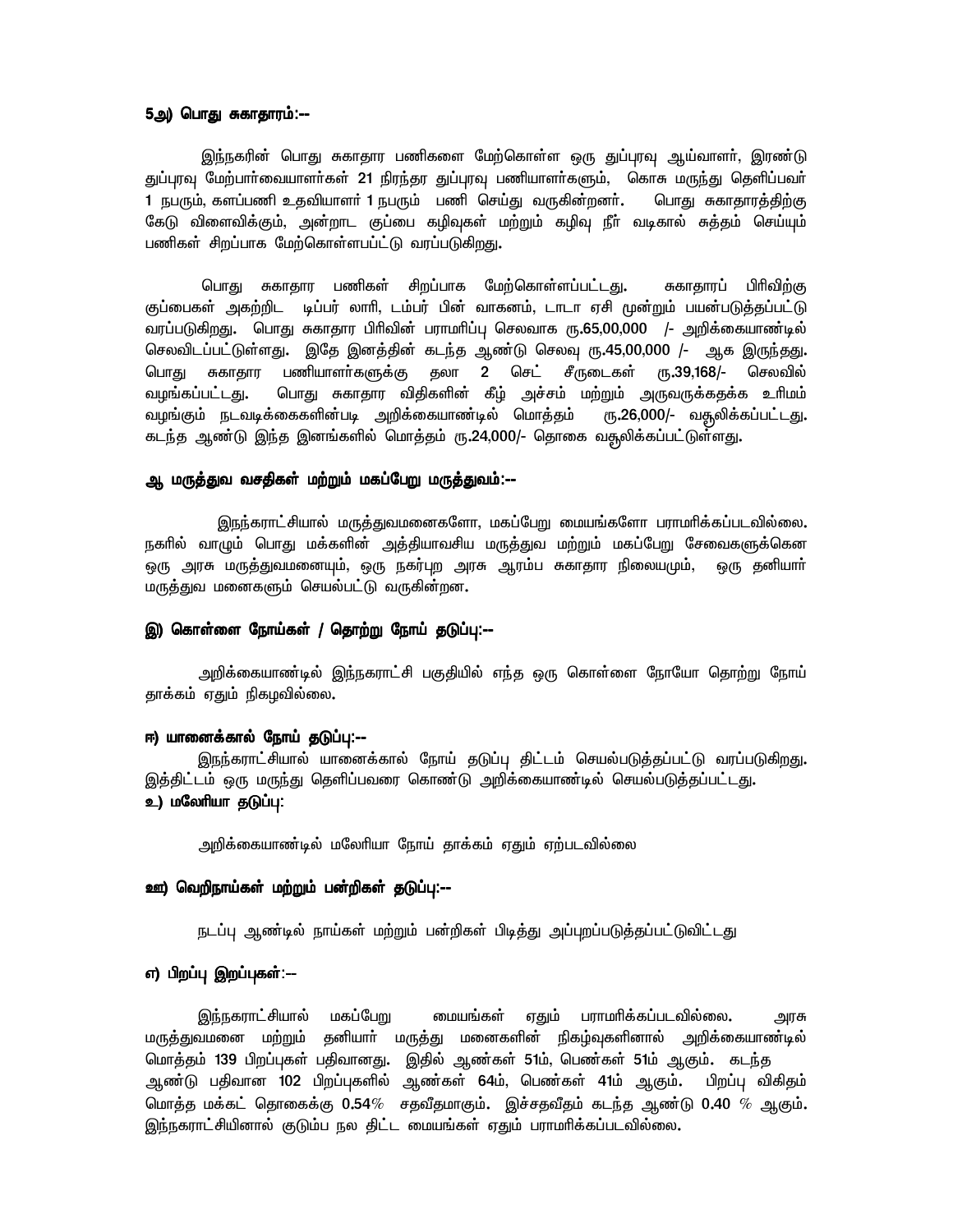### 5அ) பொது சுகாதாரம்:--

இந்நகரின் பொது சுகாதார பணிகளை மேற்கொள்ள ஒரு துப்புரவு ஆய்வாளர், இரண்டு துப்புரவு மேற்பார்வையாளர்கள் 21 நிரந்தர துப்புரவு பணியாளர்களும், கொசு மருந்து தெளிப்பவர் 1 நபரும், களப்பணி உதவியாளர் 1 நபரும் பணி செய்து வருகின்றனர். பொது சுகாதாரத்திற்கு கேடு விளைவிக்கும், அன்றாட குப்பை கழிவுகள் மற்றும் கழிவு நீர் வடிகால் சுத்தம் செய்யும் பணிகள் சிறப்பாக மேற்கொள்ளபட்டு வரப்படுகிறது.

பொது சுகாதார பணிகள் சிறப்பாக மேற்கொள்ளப்பட்டது. சுகாதாரப் பிரிவிற்கு குப்பைகள் அகற்றிட டிப்பர் லாரி, டம்பர் பின் வாகனம், டாடா ஏசி மூன்றும் பயன்படுத்தப்பட்டு வரப்படுகிறது. பொது சுகாதார பிரிவின் பராமரிப்பு செலவாக ரூ.65,00,000 /- அறிக்கையாண்டில் செலவிடப்பட்டுள்ளது. இதே இனத்தின் கடந்த ஆண்டு செலவு ரூ.45,00,000 /- ஆக இருந்தது. பொது சுகாதார பணியாளர்களுக்கு தலா 2 செட் சீருடைகள் ரூ.39,168/- செலவில் வழங்கப்பட்டது. பொது சுகாதார விதிகளின் கீழ் அச்சம் மற்றும் அருவருக்கதக்க உரிமம் வழங்கும் நடவடிக்கைகளின்படி அறிக்கையாண்டில் மொத்தம் ரூ.26,000/- வசூலிக்கப்பட்டது. கடந்த ஆண்டு இந்த இனங்களில் மொத்தம் ரூ.24,000/- தொகை வசூலிக்கப்பட்டுள்ளது.

### ஆ மருத்துவ வசதிகள் மற்றும் மகப்பேறு மருத்துவம்:--

இந்நகராட்சியால் மருத்துவமனைகளோ, மகப்பேறு மையங்களோ பராமரிக்கப்படவில்லை. நகரில் வாழும் பொது மக்களின் அத்தியாவசிய மருத்துவ மற்றும் மகப்பேறு சேவைகளுக்கென ஒரு அரசு மருத்துவமனையும், ஒரு நகர்புற அரசு ஆரம்ப சுகாதார நிலையமும், ஒரு தனியார் மருத்துவ மனைகளும் செயல்பட்டு வருகின்றன.

### இ) கொள்ளை நோய்கள் / தொற்று நோய் தடுப்பு:--

அறிக்கையாண்டில் இந்நகராட்சி பகுதியில் எந்த ஒரு கொள்ளை நோயோ தொற்று நோய் தாக்கம் ஏதும் நிகழவில்லை.

### ஈ) யானைக்கால் நோய் தடுப்பு:--

இந்நகராட்சியால் யானைக்கால் நோய் தடுப்பு திட்டம் செயல்படுத்தப்பட்டு வரப்படுகிறது. இத்திட்டம் ஒரு மருந்து தெளிப்பவரை கொண்டு அறிக்கையாண்டில் செயல்படுத்தப்பட்டது.

### உ) மலேரியா தடுப்பு:

அறிக்கையாண்டில் மலேரியா நோய் தாக்கம் ஏதும் ஏற்படவில்லை

### ஊ) வெறிநாய்கள் மற்றும் பன்றிகள் தடுப்பு:--

நடப்பு ஆண்டில் நாய்கள் மற்றும் பன்றிகள் பிடித்து அப்புறப்படுத்தப்பட்டுவிட்டது

### எ) பிறப்பு இறப்புகள்:--

இந்நகராட்சியால் மகப்பேறு மையங்கள் ஏதும் பராமரிக்கப்படவில்லை. அரசு மருத்துவமனை மற்றும் தனியார் மருத்து மனைகளின் நிகழ்வுகளினால் அறிக்கையாண்டில் மொத்தம் 139 பிறப்புகள் பதிவானது. இதில் ஆண்கள் 51ம், பெண்கள் 51ம் ஆகும். கடந்த ஆண்டு பதிவான 102 பிறப்புகளில் ஆண்கள் 64ம், பெண்கள் 41ம் ஆகும். பிறப்பு விகிதம் மொத்த மக்கட் தொகைக்கு 0.54% சதவீதமாகும். இச்சதவீதம் கடந்த ஆண்டு 0.40 % ஆகும். இந்நகராட்சியினால் குடும்ப நல திட்ட மையங்கள் ஏதும் பராமரிக்கப்படவில்லை.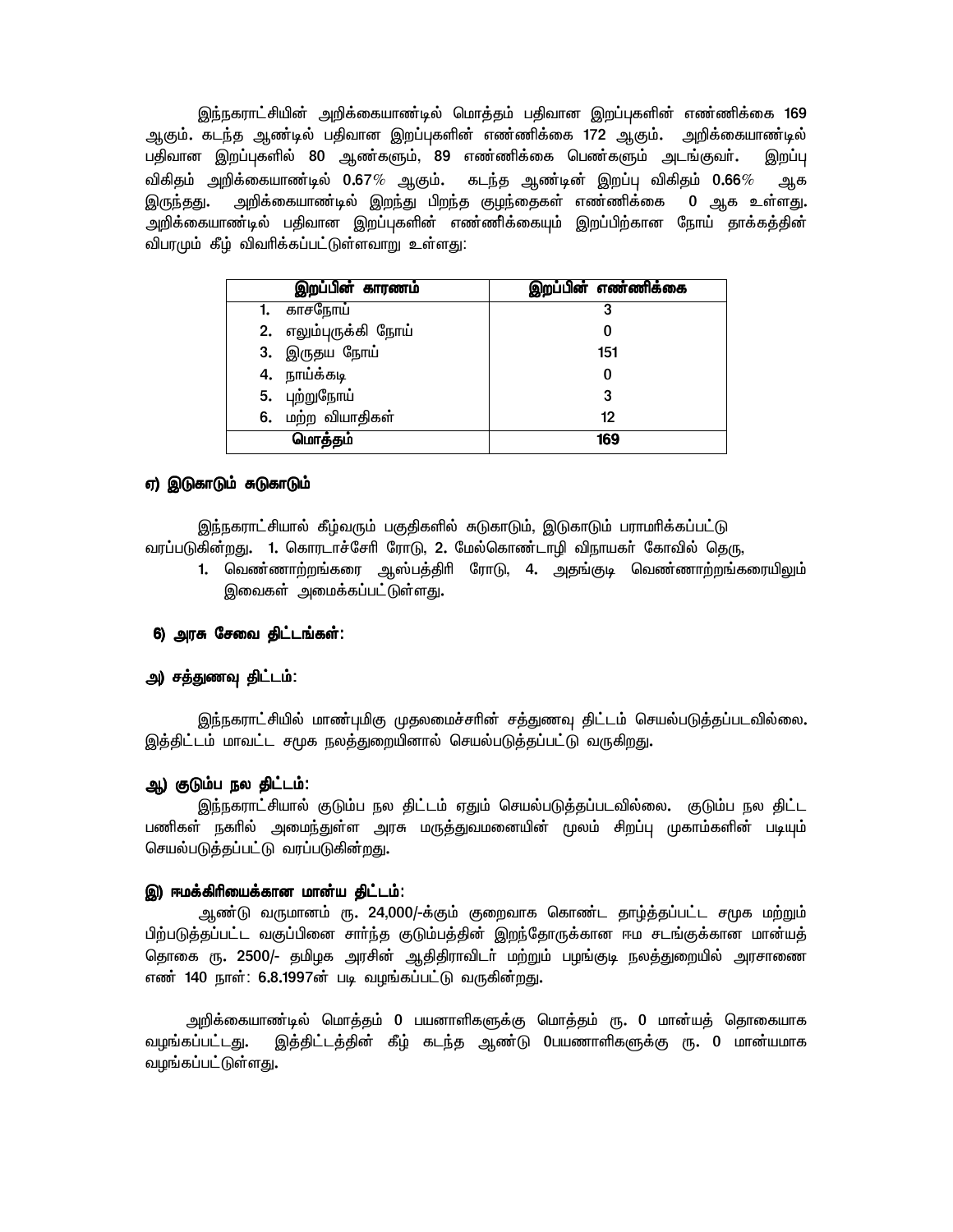இந்நகராட்சியின் அறிக்கையாண்டில் மொத்தம் பதிவான இறப்புகளின் எண்ணிக்கை 169 ஆகும். கடந்த ஆண்டில் பதிவான இறப்புகளின் எண்ணிக்கை 172 ஆகும். அறிக்கையாண்டில் பதிவான இறப்புகளில் 80 ஆண்களும், 89 எண்ணிக்கை பெண்களும் அடங்குவர். இறப்பு விகிதம் அறிக்கையாண்டில் 0.67% ஆகும். கடந்த ஆண்டின் இறப்பு விகிதம் 0.66% ஆக இருந்தது. அறிக்கையாண்டில் இறந்து பிறந்த குழந்தைகள் எண்ணிக்கை 0 ஆக உள்ளது. அறிக்கையாண்டில் பதிவான இறப்புகளின் எண்ணிக்கையும் இறப்பிற்கான நோய் தாக்கத்தின் விபரமும் கீழ் விவரிக்கப்பட்டுள்ளவாறு உள்ளது:

| இறப்பின் காரணம் | இறப்பின் எண்ணிக்கை |
|---|---|
| 1. காசநோய் | 3 |
| 2. எலும்புருக்கி நோய் | 0 |
| 3. இருதய நோய் | 151 |
| 4. நாய்க்கடி | 0 |
| 5. புற்றுநோய் | 3 |
| 6. மற்ற வியாதிகள் | 12 |
| மொத்தம் | 169 |

### ஏ) இடுகாடும் சுடுகாடும்

இந்நகராட்சியால் கீழ்வரும் பகுதிகளில் சுடுகாடும், இடுகாடும் பராமரிக்கப்பட்டு வரப்படுகின்றது. 1. கொரடாச்சேரி ரோடு, 2. மேல்கொண்டாழி விநாயகர் கோவில் தெரு,

1. வெண்ணாற்றங்கரை ஆஸ்பத்திரி ரோடு, 4. அதங்குடி வெண்ணாற்றங்கரையிலும் இவைகள் அமைக்கப்பட்டுள்ளது.

### 6) அரசு சேவை திட்டங்கள்:

### அ) சத்துணவு திட்டம்:

இந்நகராட்சியில் மாண்புமிகு முதலமைச்சரின் சத்துணவு திட்டம் செயல்படுத்தப்படவில்லை. இத்திட்டம் மாவட்ட சமூக நலத்துறையினால் செயல்படுத்தப்பட்டு வருகிறது.

### ஆ) குடும்ப நல திட்டம்:

இந்நகராட்சியால் குடும்ப நல திட்டம் ஏதும் செயல்படுத்தப்படவில்லை. குடும்ப நல திட்ட பணிகள் நகரில் அமைந்துள்ள அரசு மருத்துவமனையின் மூலம் சிறப்பு முகாம்களின் படியும் செயல்படுத்தப்பட்டு வரப்படுகின்றது.

### இ) ஈமக்கிரியைக்கான மான்ய திட்டம்:

ஆண்டு வருமானம் ரூ. 24,000/-க்கும் குறைவாக கொண்ட தாழ்த்தப்பட்ட சமூக மற்றும் பிற்படுத்தப்பட்ட வகுப்பினை சார்ந்த குடும்பத்தின் இறந்தோருக்கான ஈம சடங்குக்கான மான்யத் தொகை ரூ. 2500/- தமிழக அரசின் ஆதிதிராவிடர் மற்றும் பழங்குடி நலத்துறையில் அரசாணை எண் 140 நாள்: 6.8.1997ன் படி வழங்கப்பட்டு வருகின்றது.

அறிக்கையாண்டில் மொத்தம் 0 பயனாளிகளுக்கு மொத்தம் ரூ. 0 மான்யத் தொகையாக வழங்கப்பட்டது. இத்திட்டத்தின் கீழ் கடந்த ஆண்டு 0பயணாளிகளுக்கு ரூ. 0 மான்யமாக வழங்கப்பட்டுள்ளது.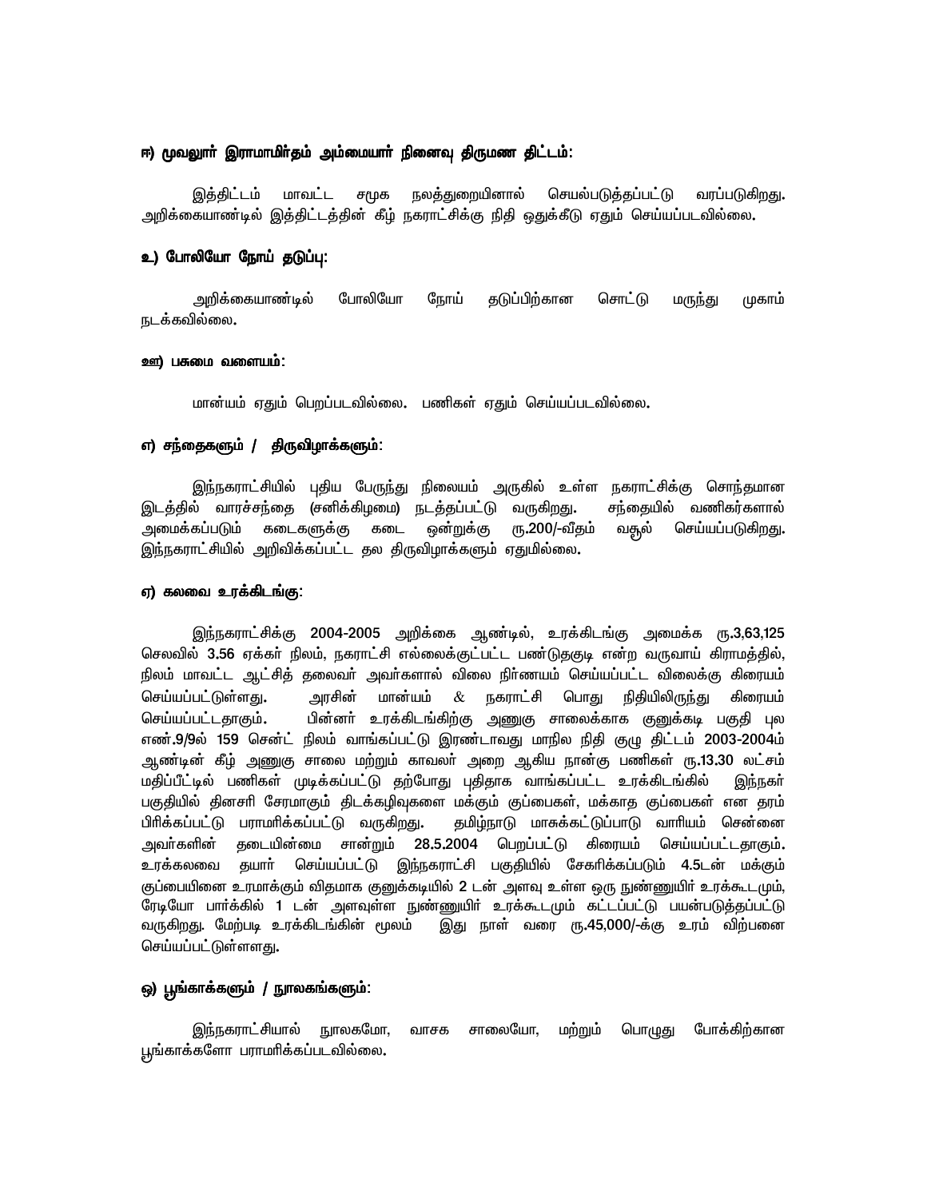### ஈ) மூவலூர் இராமாமிர்தம் அம்மையார் நினைவு திருமண திட்டம்:

இத்திட்டம் மாவட்ட சமூக நலத்துறையினால் செயல்படுத்தப்பட்டு வரப்படுகிறது. அறிக்கையாண்டில் இத்திட்டத்தின் கீழ் நகராட்சிக்கு நிதி ஒதுக்கீடு ஏதும் செய்யப்படவில்லை.

### உ) போலியோ நோய் தடுப்பு:

அறிக்கையாண்டில் போலியோ நோய் தடுப்பிற்கான சொட்டு மருந்து முகாம் நடக்கவில்லை.

### ஊ) பசுமை வளையம்:

மான்யம் ஏதும் பெறப்படவில்லை. பணிகள் ஏதும் செய்யப்படவில்லை.

### எ) சந்தைகளும் / திருவிழாக்களும்:

இந்நகராட்சியில் புதிய பேருந்து நிலையம் அருகில் உள்ள நகராட்சிக்கு சொந்தமான இடத்தில் வாரச்சந்தை (சனிக்கிழமை) நடத்தப்பட்டு வருகிறது. சந்தையில் வணிகர்களால் அமைக்கப்படும் கடைகளுக்கு கடை ஒன்றுக்கு ரூ.200/-வீதம் வசூல் செய்யப்படுகிறது. இந்நகராட்சியில் அறிவிக்கப்பட்ட தல திருவிழாக்களும் ஏதுமில்லை.

### ஏ) கலவை உரக்கிடங்கு:

இந்நகராட்சிக்கு 2004-2005 அறிக்கை ஆண்டில், உரக்கிடங்கு அமைக்க ரூ.3,63,125 செலவில் 3.56 ஏக்கர் நிலம், நகராட்சி எல்லைக்குட்பட்ட பண்டுதகுடி என்ற வருவாய் கிராமத்தில், நிலம் மாவட்ட ஆட்சித் தலைவர் அவர்களால் விலை நிர்ணயம் செய்யப்பட்ட விலைக்கு கிரையம் செய்யப்பட்டுள்ளது. அரசின் மான்யம் & நகராட்சி பொது நிதியிலிருந்து கிரையம் செய்யப்பட்டதாகும். பின்னர் உரக்கிடங்கிற்கு அணுகு சாலைக்காக குனுக்கடி பகுதி புல எண்.9/9ல் 159 சென்ட் நிலம் வாங்கப்பட்டு இரண்டாவது மாநில நிதி குழு திட்டம் 2003-2004ம் ஆண்டின் கீழ் அணுகு சாலை மற்றும் காவலர் அறை ஆகிய நான்கு பணிகள் ரூ.13.30 லட்சம் மதிப்பீட்டில் பணிகள் முடிக்கப்பட்டு தற்போது புதிதாக வாங்கப்பட்ட உரக்கிடங்கில் இந்நகர் பகுதியில் தினசரி சேரமாகும் திடக்கழிவுகளை மக்கும் குப்பைகள், மக்காத குப்பைகள் என தரம் பிரிக்கப்பட்டு பராமரிக்கப்பட்டு வருகிறது. தமிழ்நாடு மாசுக்கட்டுப்பாடு வாரியம் சென்னை அவர்களின் தடையின்மை சான்றும் 28.5.2004 பெறப்பட்டு கிரையம் செய்யப்பட்டதாகும். உரக்கலவை தயார் செய்யப்பட்டு இந்நகராட்சி பகுதியில் சேகரிக்கப்படும் 4.5டன் மக்கும் குப்பையினை உரமாக்கும் விதமாக குனுக்கடியில் 2 டன் அளவு உள்ள ஒரு நுண்ணுயிர் உரக்கூடமும், ரேடியோ பார்க்கில் 1 டன் அளவுள்ள நுண்ணுயிர் உரக்கூடமும் கட்டப்பட்டு பயன்படுத்தப்பட்டு வருகிறது. மேற்படி உரக்கிடங்கின் மூலம் இது நாள் வரை ரூ.45,000/-க்கு உரம் விற்பனை செய்யப்பட்டுள்ளது.

### ஒ) பூங்காக்களும் / நூலகங்களும்:

இந்நகராட்சியால் நூலகமோ, வாசக சாலையோ, மற்றும் பொழுது போக்கிற்கான பூங்காக்களோ பராமரிக்கப்படவில்லை.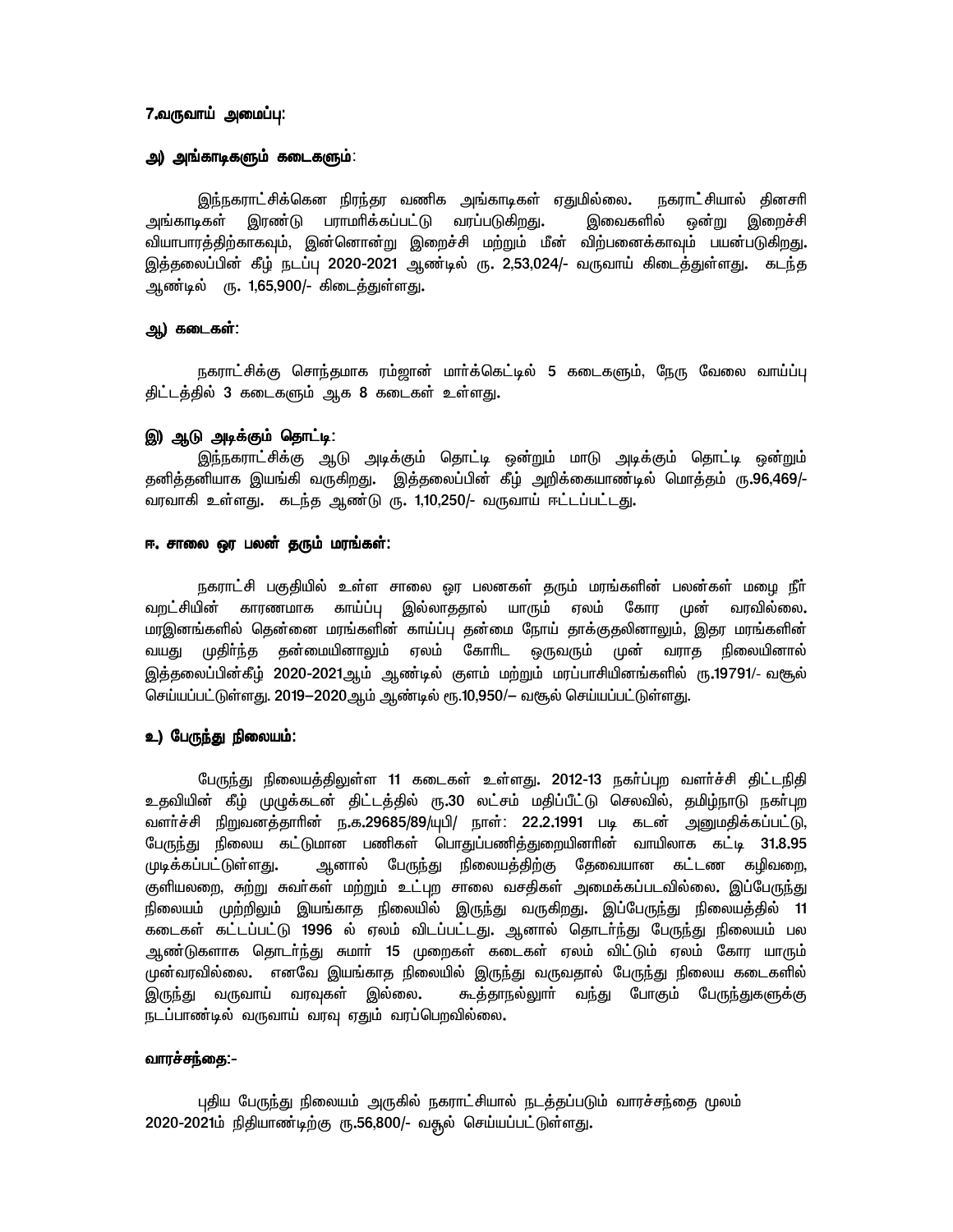**7.வருவாய் அமைப்பு:**

**அ) அங்காடிகளும் கடைகளும்:**

இந்நகராட்சிக்கென நிரந்தர வணிக அங்காடிகள் ஏதுமில்லை. நகராட்சியால் தினசரி அங்காடிகள் இரண்டு பராமரிக்கப்பட்டு வரப்படுகிறது. இவைகளில் ஒன்று இறைச்சி வியாபாரத்திற்காகவும், இன்னொன்று இறைச்சி மற்றும் மீன் விற்பனைக்காவும் பயன்படுகிறது. இத்தலைப்பின் கீழ் நடப்பு 2020-2021 ஆண்டில் ரு. 2,53,024/- வருவாய் கிடைத்துள்ளது. கடந்த ஆண்டில் ரு. 1,65,900/- கிடைத்துள்ளது.

**ஆ) கடைகள்:**

நகராட்சிக்கு சொந்தமாக ரம்ஜான் மார்க்கெட்டில் 5 கடைகளும், நேரு வேலை வாய்ப்பு திட்டத்தில் 3 கடைகளும் ஆக 8 கடைகள் உள்ளது.

**இ) ஆடு அடிக்கும் தொட்டி:**

இந்நகராட்சிக்கு ஆடு அடிக்கும் தொட்டி ஒன்றும் மாடு அடிக்கும் தொட்டி ஒன்றும் தனித்தனியாக இயங்கி வருகிறது. இத்தலைப்பின் கீழ் அறிக்கையாண்டில் மொத்தம் ரு.96,469/- வரவாகி உள்ளது. கடந்த ஆண்டு ரு. 1,10,250/- வருவாய் ஈட்டப்பட்டது.

**ஈ. சாலை ஒர பலன் தரும் மரங்கள்:**

நகராட்சி பகுதியில் உள்ள சாலை ஒர பலனகள் தரும் மரங்களின் பலன்கள் மழை நீர் வறட்சியின் காரணமாக காய்ப்பு இல்லாததால் யாரும் ஏலம் கோர முன் வரவில்லை. மரஇனங்களில் தென்னை மரங்களின் காய்ப்பு தன்மை நோய் தாக்குதலினாலும், இதர மரங்களின் வயது முதிர்ந்த தன்மையினாலும் ஏலம் கோரிட ஒருவரும் முன் வராத நிலையினால் இத்தலைப்பின்கீழ் 2020-2021ஆம் ஆண்டில் குளம் மற்றும் மரப்பாசியினங்களில் ரு.19791/- வசூல் செய்யப்பட்டுள்ளது. 2019–2020ஆம் ஆண்டில் ரூ.10,950/– வசூல் செய்யப்பட்டுள்ளது.

**உ) பேருந்து நிலையம்:**

பேருந்து நிலையத்திலுள்ள 11 கடைகள் உள்ளது. 2012-13 நகர்ப்புற வளர்ச்சி திட்டநிதி உதவியின் கீழ் முழுக்கடன் திட்டத்தில் ரு.30 லட்சம் மதிப்பீட்டு செலவில், தமிழ்நாடு நகர்புற வளர்ச்சி நிறுவனத்தாரின் ந.க.29685/89/யுபி/ நாள்: 22.2.1991 படி கடன் அனுமதிக்கப்பட்டு, பேருந்து நிலைய கட்டுமான பணிகள் பொதுப்பணித்துறையினரின் வாயிலாக கட்டி 31.8.95 முடிக்கப்பட்டுள்ளது. ஆனால் பேருந்து நிலையத்திற்கு தேவையான கட்டண கழிவறை, குளியலறை, சுற்று சுவர்கள் மற்றும் உட்புற சாலை வசதிகள் அமைக்கப்படவில்லை. இப்பேருந்து நிலையம் முற்றிலும் இயங்காத நிலையில் இருந்து வருகிறது. இப்பேருந்து நிலையத்தில் 11 கடைகள் கட்டப்பட்டு 1996 ல் ஏலம் விடப்பட்டது. ஆனால் தொடர்ந்து பேருந்து நிலையம் பல ஆண்டுகளாக தொடர்ந்து சுமார் 15 முறைகள் கடைகள் ஏலம் விட்டும் ஏலம் கோர யாரும் முன்வரவில்லை. எனவே இயங்காத நிலையில் இருந்து வருவதால் பேருந்து நிலைய கடைகளில் இருந்து வருவாய் வரவுகள் இல்லை. கூத்தாநல்லூர் வந்து போகும் பேருந்துகளுக்கு நடப்பாண்டில் வருவாய் வரவு ஏதும் வரப்பெறவில்லை.

**வாரச்சந்தை:-**

புதிய பேருந்து நிலையம் அருகில் நகராட்சியால் நடத்தப்படும் வாரச்சந்தை மூலம் 2020-2021ம் நிதியாண்டிற்கு ரு.56,800/- வசூல் செய்யப்பட்டுள்ளது.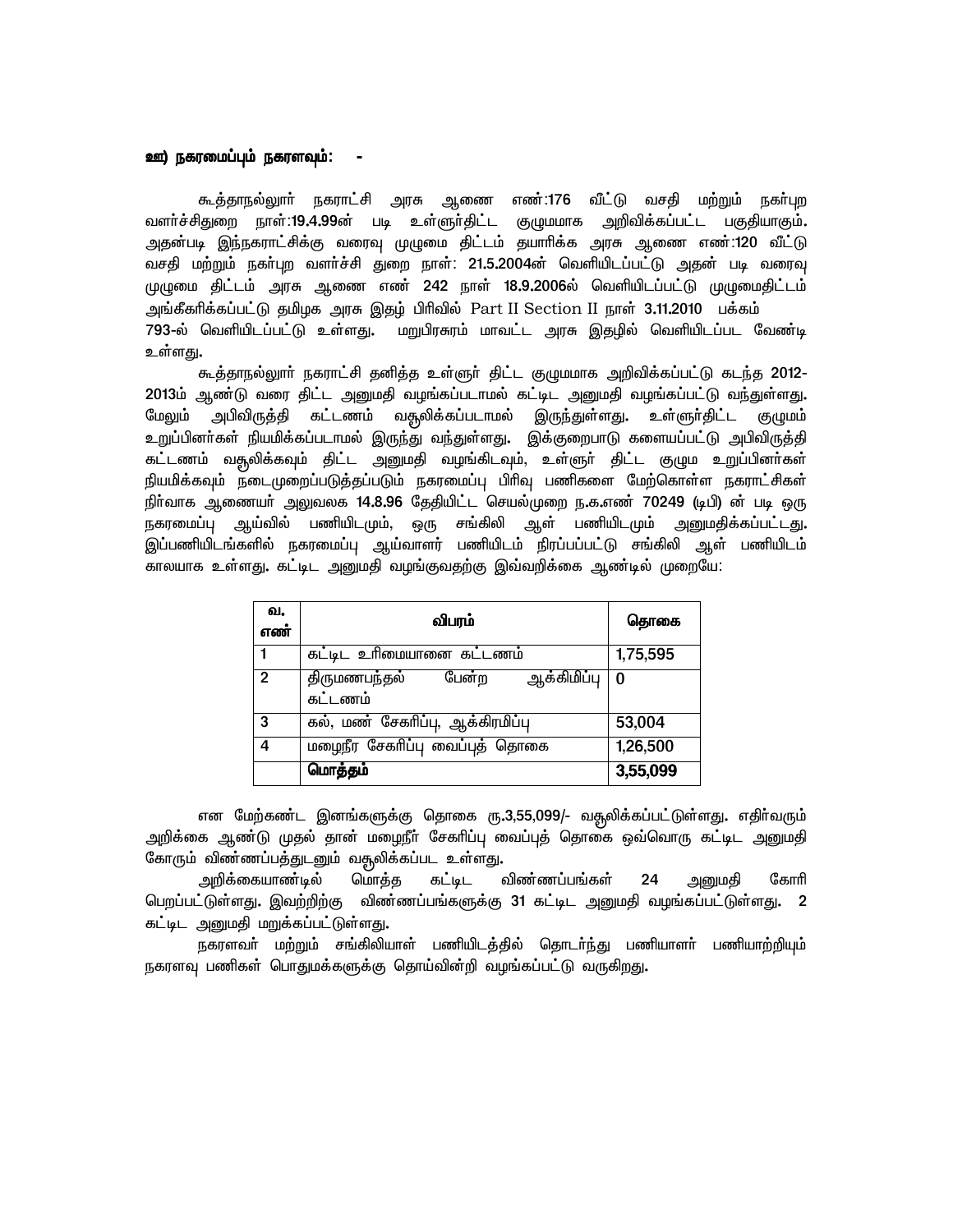**ஊ) நகரமைப்பும் நகரளவும்: -**

கூத்தாநல்லூர் நகராட்சி அரசு ஆணை எண்:176 வீட்டு வசதி மற்றும் நகர்புற வளர்ச்சிதுறை நாள்:19.4.99ன் படி உள்ளூர்திட்ட குழுமமாக அறிவிக்கப்பட்ட பகுதியாகும். அதன்படி இந்நகராட்சிக்கு வரைவு முழுமை திட்டம் தயாரிக்க அரசு ஆணை எண்:120 வீட்டு வசதி மற்றும் நகர்புற வளர்ச்சி துறை நாள்: 21.5.2004ன் வெளியிடப்பட்டு அதன் படி வரைவு முழுமை திட்டம் அரசு ஆணை எண் 242 நாள் 18.9.2006ல் வெளியிடப்பட்டு முழுமைதிட்டம் அங்கீகரிக்கப்பட்டு தமிழக அரசு இதழ் பிரிவில் Part II Section II நாள் 3.11.2010 பக்கம் 793-ல் வெளியிடப்பட்டு உள்ளது. மறுபிரசுரம் மாவட்ட அரசு இதழில் வெளியிடப்பட வேண்டி உள்ளது.

கூத்தாநல்லூர் நகராட்சி தனித்த உள்ளூர் திட்ட குழுமமாக அறிவிக்கப்பட்டு கடந்த 2012-2013ம் ஆண்டு வரை திட்ட அனுமதி வழங்கப்படாமல் கட்டிட அனுமதி வழங்கப்பட்டு வந்துள்ளது. மேலும் அபிவிருத்தி கட்டணம் வசூலிக்கப்படாமல் இருந்துள்ளது. உள்ளூர்திட்ட குழுமம் உறுப்பினர்கள் நியமிக்கப்படாமல் இருந்து வந்துள்ளது. இக்குறைபாடு களையப்பட்டு அபிவிருத்தி கட்டணம் வசூலிக்கவும் திட்ட அனுமதி வழங்கிடவும், உள்ளூர் திட்ட குழும உறுப்பினர்கள் நியமிக்கவும் நடைமுறைப்படுத்தப்படும் நகரமைப்பு பிரிவு பணிகளை மேற்கொள்ள நகராட்சிகள் நிர்வாக ஆணையர் அலுவலக 14.8.96 தேதியிட்ட செயல்முறை ந.க.எண் 70249 (டிபி) ன் படி ஒரு நகரமைப்பு ஆய்வில் பணியிடமும், ஒரு சங்கிலி ஆள் பணியிடமும் அனுமதிக்கப்பட்டது. இப்பணியிடங்களில் நகரமைப்பு ஆய்வாளர் பணியிடம் நிரப்பப்பட்டு சங்கிலி ஆள் பணியிடம் காலயாக உள்ளது. கட்டிட அனுமதி வழங்குவதற்கு இவ்வறிக்கை ஆண்டில் முறையே:

| வ. எண் | விபரம் | தொகை |
|---|---|---|
| 1 | கட்டிட உரிமையானை கட்டணம் | 1,75,595 |
| 2 | திருமணபந்தல் பேன்ற ஆக்கிமிப்பு கட்டணம் | 0 |
| 3 | கல், மண் சேகரிப்பு, ஆக்கிரமிப்பு | 53,004 |
| 4 | மழைநீர சேகரிப்பு வைப்புத் தொகை | 1,26,500 |
| | **மொத்தம்** | **3,55,099** |

என மேற்கண்ட இனங்களுக்கு தொகை ரு.3,55,099/- வசூலிக்கப்பட்டுள்ளது. எதிர்வரும் அறிக்கை ஆண்டு முதல் தான் மழைநீர் சேகரிப்பு வைப்புத் தொகை ஒவ்வொரு கட்டிட அனுமதி கோரும் விண்ணப்பத்துடனும் வசூலிக்கப்பட உள்ளது.

அறிக்கையாண்டில் மொத்த கட்டிட விண்ணப்பங்கள் 24 அனுமதி கோரி பெறப்பட்டுள்ளது. இவற்றிற்கு விண்ணப்பங்களுக்கு 31 கட்டிட அனுமதி வழங்கப்பட்டுள்ளது. 2 கட்டிட அனுமதி மறுக்கப்பட்டுள்ளது.

நகரளவர் மற்றும் சங்கிலியாள் பணியிடத்தில் தொடர்ந்து பணியாளர் பணியாற்றியும் நகரளவு பணிகள் பொதுமக்களுக்கு தொய்வின்றி வழங்கப்பட்டு வருகிறது.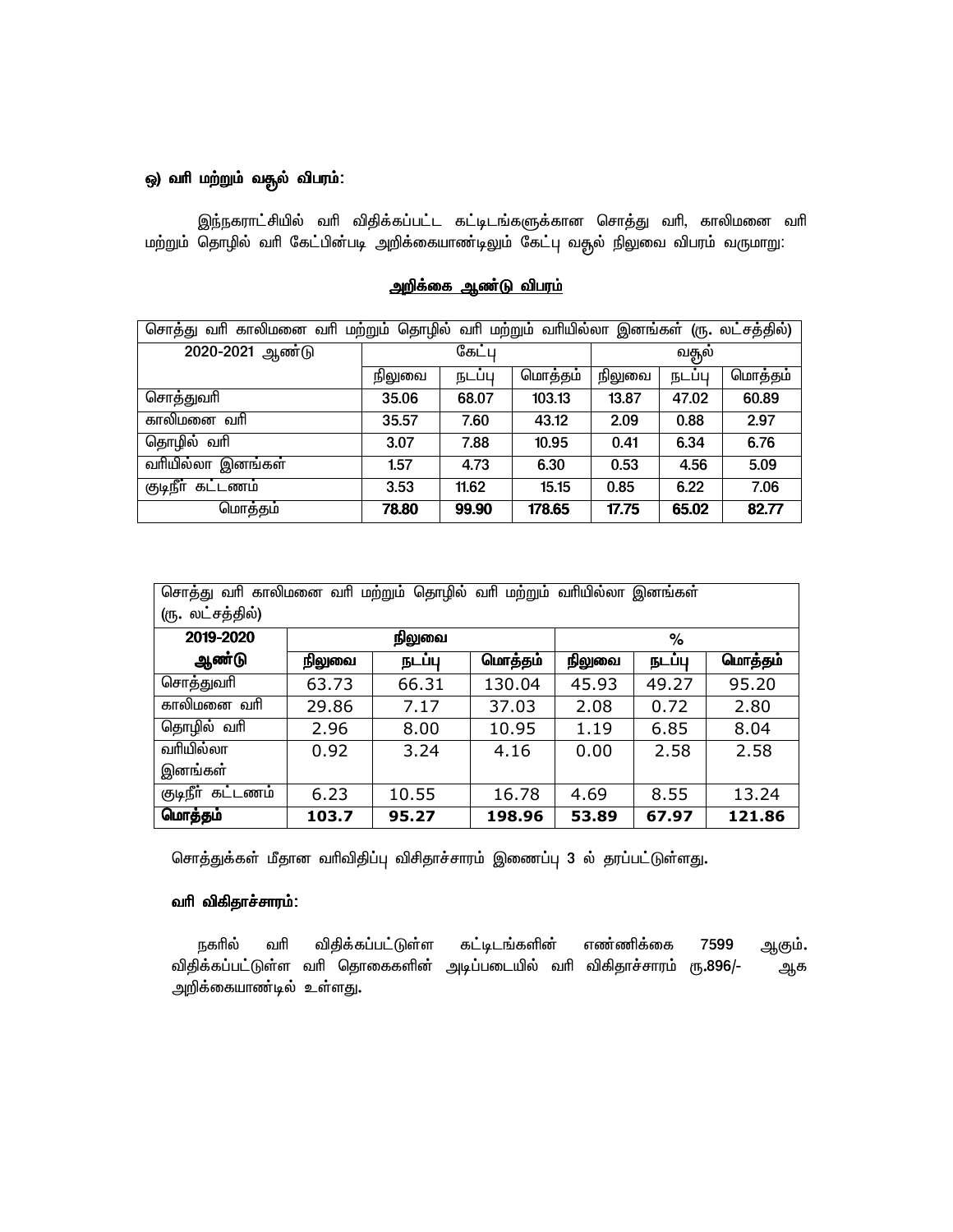**ஓ) வரி மற்றும் வசூல் விபரம்:**

இந்நகராட்சியில் வரி விதிக்கப்பட்ட கட்டிடங்களுக்கான சொத்து வரி, காலிமனை வரி மற்றும் தொழில் வரி கேட்பின்படி அறிக்கையாண்டிலும் கேட்பு வசூல் நிலுவை விபரம் வருமாறு:

**<u>அறிக்கை ஆண்டு விபரம்</u>**

| சொத்து வரி காலிமனை வரி மற்றும் தொழில் வரி மற்றும் வரியில்லா இனங்கள் (ரூ. லட்சத்தில்) | | | | | | |
|---|---|---|---|---|---|---|
| 2020-2021 ஆண்டு | கேட்பு | | | வசூல் | | |
| | நிலுவை | நடப்பு | மொத்தம் | நிலுவை | நடப்பு | மொத்தம் |
| சொத்துவரி | 35.06 | 68.07 | 103.13 | 13.87 | 47.02 | 60.89 |
| காலிமனை வரி | 35.57 | 7.60 | 43.12 | 2.09 | 0.88 | 2.97 |
| தொழில் வரி | 3.07 | 7.88 | 10.95 | 0.41 | 6.34 | 6.76 |
| வரியில்லா இனங்கள் | 1.57 | 4.73 | 6.30 | 0.53 | 4.56 | 5.09 |
| குடிநீர் கட்டணம் | 3.53 | 11.62 | 15.15 | 0.85 | 6.22 | 7.06 |
| மொத்தம் | **78.80** | **99.90** | **178.65** | **17.75** | **65.02** | **82.77** |

| சொத்து வரி காலிமனை வரி மற்றும் தொழில் வரி மற்றும் வரியில்லா இனங்கள் (ரூ. லட்சத்தில்) | | | | | | |
|---|---|---|---|---|---|---|
| **2019-2020 ஆண்டு** | **நிலுவை** | | | **%** | | |
| | **நிலுவை** | **நடப்பு** | **மொத்தம்** | **நிலுவை** | **நடப்பு** | **மொத்தம்** |
| சொத்துவரி | 63.73 | 66.31 | 130.04 | 45.93 | 49.27 | 95.20 |
| காலிமனை வரி | 29.86 | 7.17 | 37.03 | 2.08 | 0.72 | 2.80 |
| தொழில் வரி | 2.96 | 8.00 | 10.95 | 1.19 | 6.85 | 8.04 |
| வரியில்லா இனங்கள் | 0.92 | 3.24 | 4.16 | 0.00 | 2.58 | 2.58 |
| குடிநீர் கட்டணம் | 6.23 | 10.55 | 16.78 | 4.69 | 8.55 | 13.24 |
| **மொத்தம்** | **103.7** | **95.27** | **198.96** | **53.89** | **67.97** | **121.86** |

சொத்துக்கள் மீதான வரிவிதிப்பு விசிதாச்சாரம் இணைப்பு 3 ல் தரப்பட்டுள்ளது.

**வரி விகிதாச்சாரம்:**

நகரில் வரி விதிக்கப்பட்டுள்ள கட்டிடங்களின் எண்ணிக்கை 7599 ஆகும். விதிக்கப்பட்டுள்ள வரி தொகைகளின் அடிப்படையில் வரி விகிதாச்சாரம் ரூ.896/- ஆக அறிக்கையாண்டில் உள்ளது.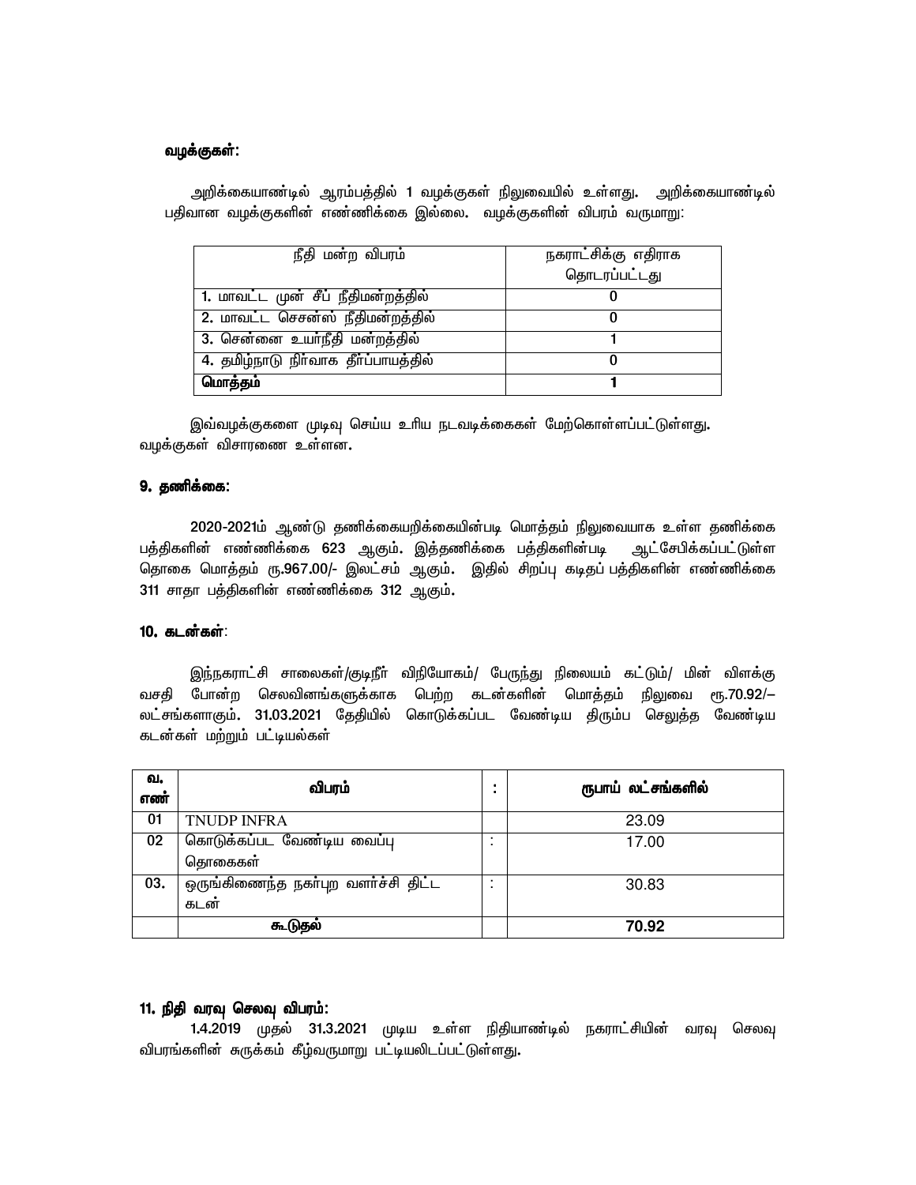**வழக்குகள்:**

அறிக்கையாண்டில் ஆரம்பத்தில் 1 வழக்குகள் நிலுவையில் உள்ளது. அறிக்கையாண்டில் பதிவான வழக்குகளின் எண்ணிக்கை இல்லை. வழக்குகளின் விபரம் வருமாறு:

| நீதி மன்ற விபரம் | நகராட்சிக்கு எதிராக தொடரப்பட்டது |
|---|---|
| 1. மாவட்ட முன் சீப் நீதிமன்றத்தில் | 0 |
| 2. மாவட்ட செசன்ஸ் நீதிமன்றத்தில் | 0 |
| 3. சென்னை உயர்நீதி மன்றத்தில் | 1 |
| 4. தமிழ்நாடு நிர்வாக தீர்ப்பாயத்தில் | 0 |
| **மொத்தம்** | **1** |

இவ்வழக்குகளை முடிவு செய்ய உரிய நடவடிக்கைகள் மேற்கொள்ளப்பட்டுள்ளது. வழக்குகள் விசாரணை உள்ளன.

### 9. தணிக்கை:

2020-2021ம் ஆண்டு தணிக்கையறிக்கையின்படி மொத்தம் நிலுவையாக உள்ள தணிக்கை பத்திகளின் எண்ணிக்கை 623 ஆகும். இத்தணிக்கை பத்திகளின்படி ஆட்சேபிக்கப்பட்டுள்ள தொகை மொத்தம் ரூ.967.00/- இலட்சம் ஆகும். இதில் சிறப்பு கடிதப் பத்திகளின் எண்ணிக்கை 311 சாதா பத்திகளின் எண்ணிக்கை 312 ஆகும்.

### 10. கடன்கள்:

இந்நகராட்சி சாலைகள்/குடிநீர் விநியோகம்/ பேருந்து நிலையம் கட்டும்/ மின் விளக்கு வசதி போன்ற செலவினங்களுக்காக பெற்ற கடன்களின் மொத்தம் நிலுவை ரூ.70.92/– லட்சங்களாகும். 31.03.2021 தேதியில் கொடுக்கப்பட வேண்டிய திரும்ப செலுத்த வேண்டிய கடன்கள் மற்றும் பட்டியல்கள்

| வ. எண் | விபரம் | : | ரூபாய் லட்சங்களில் |
|---|---|---|---|
| 01 | TNUDP INFRA | | 23.09 |
| 02 | கொடுக்கப்பட வேண்டிய வைப்பு தொகைகள் | : | 17.00 |
| 03. | ஒருங்கிணைந்த நகர்புற வளர்ச்சி திட்ட கடன் | : | 30.83 |
| | **கூடுதல்** | | **70.92** |

### 11. நிதி வரவு செலவு விபரம்:

1.4.2019 முதல் 31.3.2021 முடிய உள்ள நிதியாண்டில் நகராட்சியின் வரவு செலவு விபரங்களின் சுருக்கம் கீழ்வருமாறு பட்டியலிடப்பட்டுள்ளது.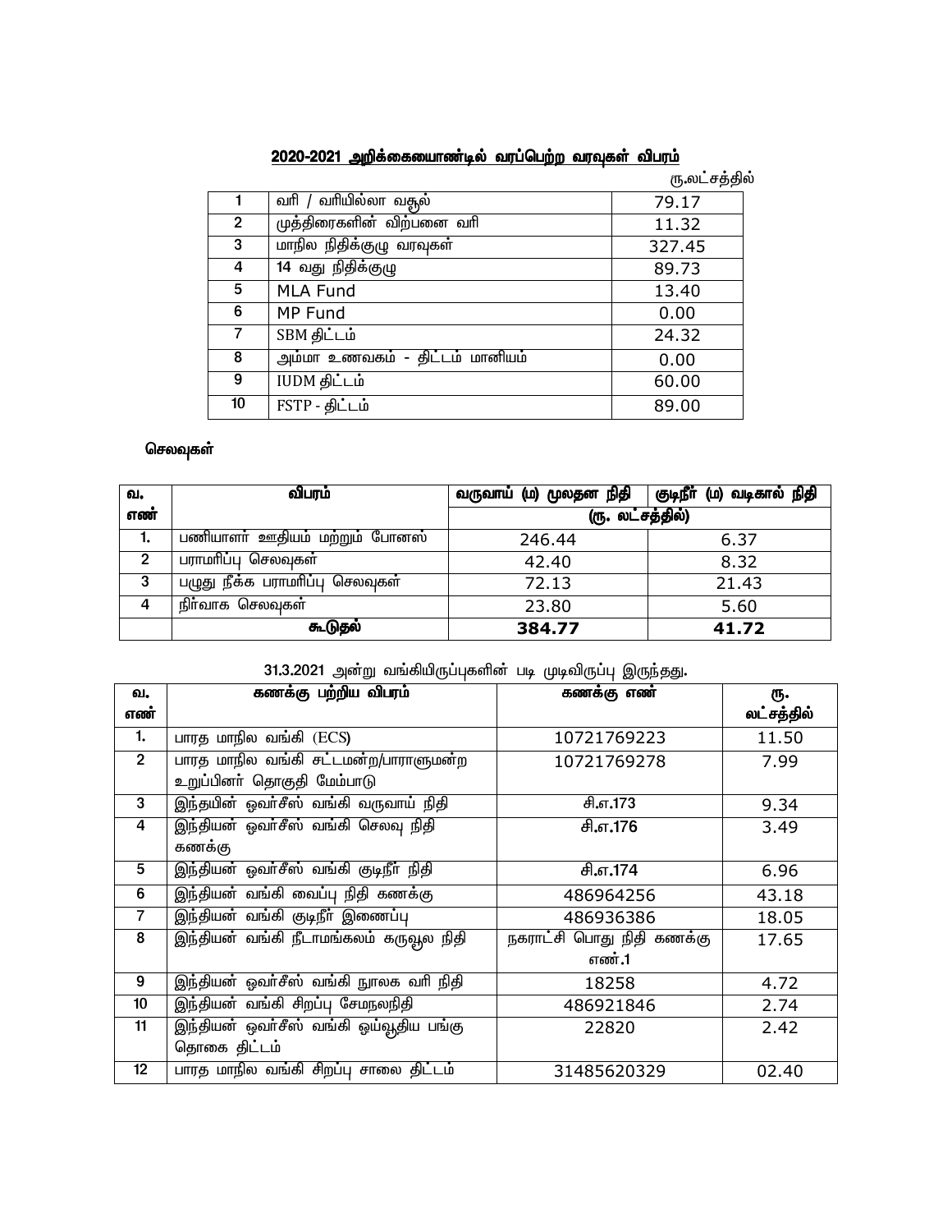## 2020-2021 அறிக்கையாண்டில் வரப்பெற்ற வரவுகள் விபரம்

ரூ.லட்சத்தில்

| | | |
|---|---|---|
| 1 | வரி / வரியில்லா வசூல் | 79.17 |
| 2 | முத்திரைகளின் விற்பனை வரி | 11.32 |
| 3 | மாநில நிதிக்குழு வரவுகள் | 327.45 |
| 4 | 14 வது நிதிக்குழு | 89.73 |
| 5 | MLA Fund | 13.40 |
| 6 | MP Fund | 0.00 |
| 7 | SBM திட்டம் | 24.32 |
| 8 | அம்மா உணவகம் - திட்டம் மானியம் | 0.00 |
| 9 | IUDM திட்டம் | 60.00 |
| 10 | FSTP - திட்டம் | 89.00 |

**செலவுகள்**

| வ. எண் | விபரம் | வருவாய் (ம) மூலதன நிதி | குடிநீர் (ம) வடிகால் நிதி |
|---|---|---|---|
| | | (ரூ. லட்சத்தில்) | |
| 1. | பணியாளர் ஊதியம் மற்றும் போனஸ் | 246.44 | 6.37 |
| 2 | பராமரிப்பு செலவுகள் | 42.40 | 8.32 |
| 3 | பழுது நீக்க பராமரிப்பு செலவுகள் | 72.13 | 21.43 |
| 4 | நிர்வாக செலவுகள் | 23.80 | 5.60 |
| | **கூடுதல்** | **384.77** | **41.72** |

31.3.2021 அன்று வங்கியிருப்புகளின் படி முடிவிருப்பு இருந்தது.

| வ. எண் | கணக்கு பற்றிய விபரம் | கணக்கு எண் | ரூ. லட்சத்தில் |
|---|---|---|---|
| 1. | பாரத மாநில வங்கி (ECS) | 10721769223 | 11.50 |
| 2 | பாரத மாநில வங்கி சட்டமன்ற/பாராளுமன்ற உறுப்பினர் தொகுதி மேம்பாடு | 10721769278 | 7.99 |
| 3 | இந்தயின் ஒவர்சீஸ் வங்கி வருவாய் நிதி | சி.எ.173 | 9.34 |
| 4 | இந்தியன் ஒவர்சீஸ் வங்கி செலவு நிதி கணக்கு | சி.எ.176 | 3.49 |
| 5 | இந்தியன் ஒவர்சீஸ் வங்கி குடிநீர் நிதி | சி.எ.174 | 6.96 |
| 6 | இந்தியன் வங்கி வைப்பு நிதி கணக்கு | 486964256 | 43.18 |
| 7 | இந்தியன் வங்கி குடிநீர் இணைப்பு | 486936386 | 18.05 |
| 8 | இந்தியன் வங்கி நீடாமங்கலம் கருவூல நிதி | நகராட்சி பொது நிதி கணக்கு எண்.1 | 17.65 |
| 9 | இந்தியன் ஒவர்சீஸ் வங்கி நூலக வரி நிதி | 18258 | 4.72 |
| 10 | இந்தியன் வங்கி சிறப்பு சேமநலநிதி | 486921846 | 2.74 |
| 11 | இந்தியன் ஒவர்சீஸ் வங்கி ஒய்வூதிய பங்கு தொகை திட்டம் | 22820 | 2.42 |
| 12 | பாரத மாநில வங்கி சிறப்பு சாலை திட்டம் | 31485620329 | 02.40 |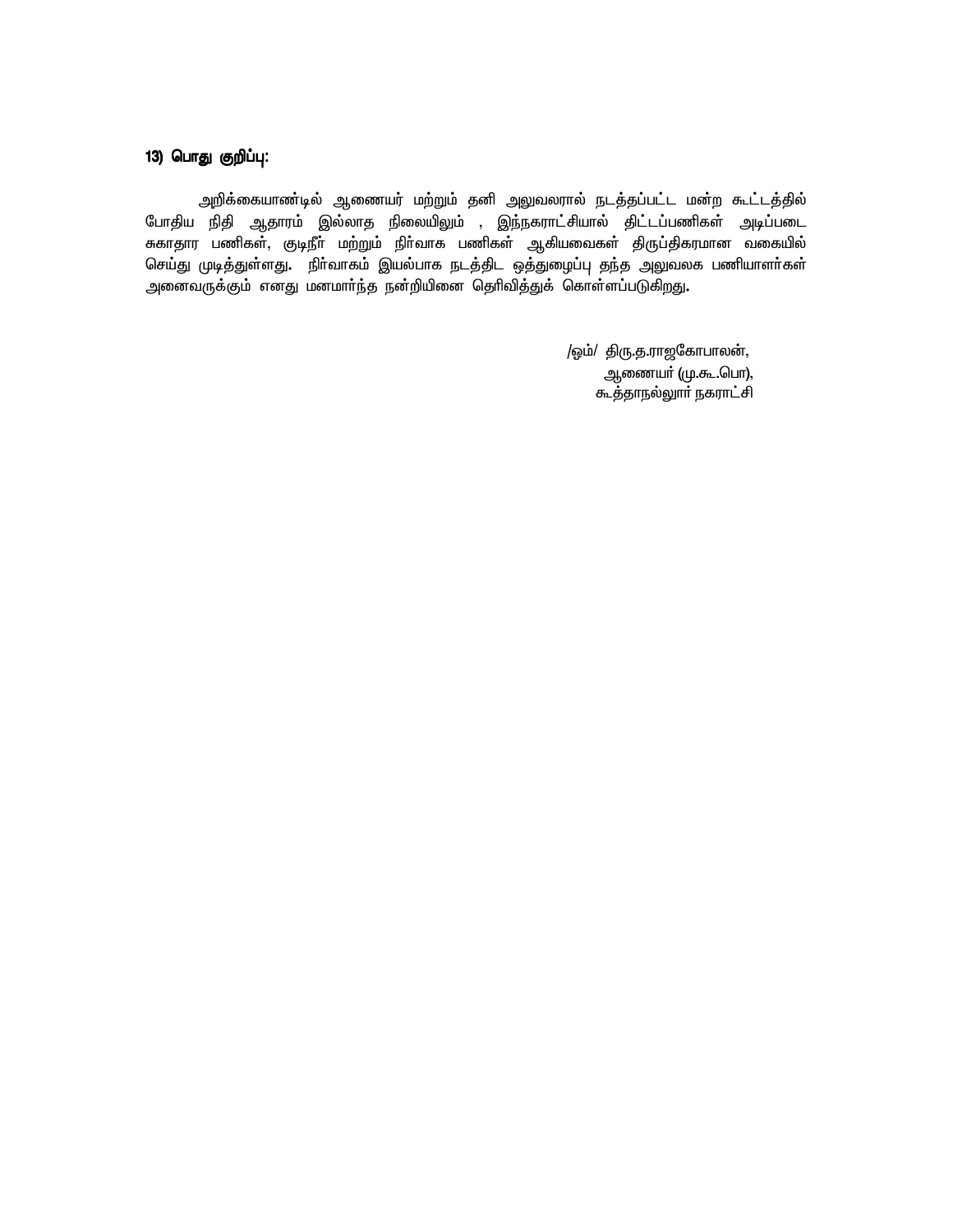### 13) பொது குறிப்பு:

அறிக்கையாண்டில் ஆணையர் மற்றும் தனி அலுவலரால் நடத்தப்பட்ட மன்ற கூட்டத்தில் போதிய நிதி ஆதாரம் இல்லாத நிலையிலும் , இந்நகராட்சியால் திட்டப்பணிகள் அடிப்படை சுகாதார பணிகள், குடிநீர் மற்றும் நிர்வாக பணிகள் ஆகியவைகள் திருப்திகரமான வகையில் செய்து முடித்துள்ளது. நிர்வாகம் இயல்பாக நடத்திட ஒத்துழைப்பு தந்த அலுவலக பணியாளர்கள் அனைவருக்கும் எனது மனமார்ந்த நன்றியினை தெரிவித்துக் கொள்ளப்படுகிறது.

/ஒம்/ திரு.த.ராஜகோபாலன்,
ஆணையர் (மு.கூ.பொ),
கூத்தாநல்லூர் நகராட்சி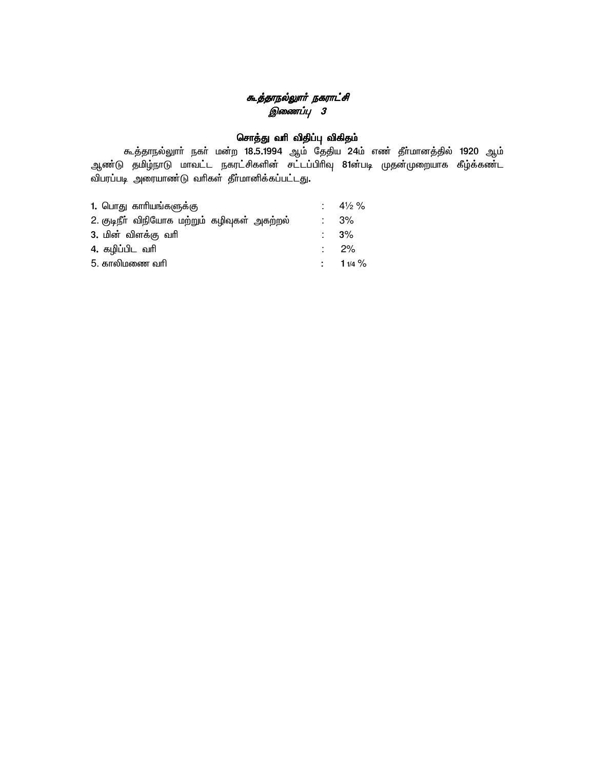## *கூத்தாநல்லூர் நகராட்சி*
## *இணைப்பு 3*

### சொத்து வரி விதிப்பு விகிதம்

கூத்தாநல்லூர் நகர் மன்ற **18.5.1994** ஆம் தேதிய **24**ம் எண் தீர்மானத்தில் **1920** ஆம் ஆண்டு தமிழ்நாடு மாவட்ட நகரட்சிகளின் சட்டப்பிரிவு **81**ன்படி முதன்முறையாக கீழ்க்கண்ட விபரப்படி அரையாண்டு வரிகள் தீர்மானிக்கப்பட்டது.

| | | |
|---|---|---|
| **1.** பொது காரியங்களுக்கு | : | 4½ % |
| 2. குடிநீர் விநியோக மற்றும் கழிவுகள் அகற்றல் | : | 3% |
| **3.** மின் விளக்கு வரி | : | **3%** |
| **4.** கழிப்பிட வரி | : | 2% |
| 5. காலிமணை வரி | **:** | **1** 1/4 % |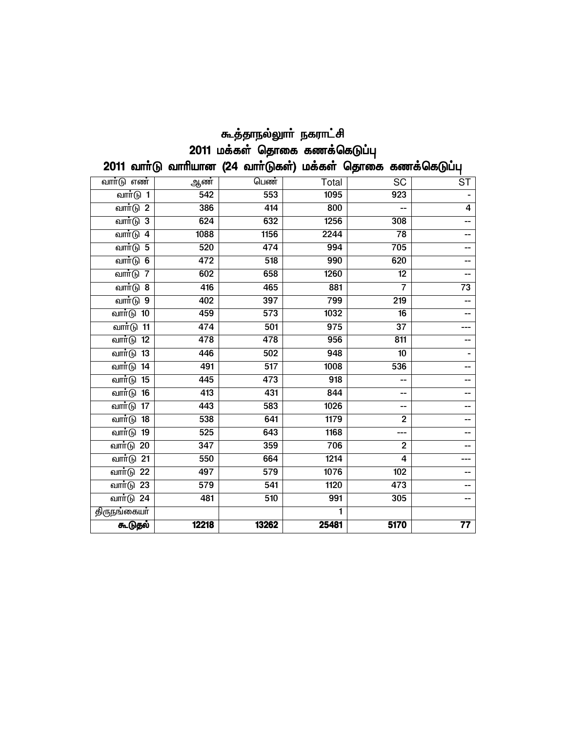# கூத்தாநல்லூர் நகராட்சி
## 2011 மக்கள் தொகை கணக்கெடுப்பு
## 2011 வார்டு வாரியான (24 வார்டுகள்) மக்கள் தொகை கணக்கெடுப்பு

| வார்டு எண் | ஆண் | பெண் | Total | SC | ST |
|---|---|---|---|---|---|
| வார்டு 1 | 542 | 553 | 1095 | 923 | - |
| வார்டு 2 | 386 | 414 | 800 | -- | 4 |
| வார்டு 3 | 624 | 632 | 1256 | 308 | -- |
| வார்டு 4 | 1088 | 1156 | 2244 | 78 | -- |
| வார்டு 5 | 520 | 474 | 994 | 705 | -- |
| வார்டு 6 | 472 | 518 | 990 | 620 | -- |
| வார்டு 7 | 602 | 658 | 1260 | 12 | -- |
| வார்டு 8 | 416 | 465 | 881 | 7 | 73 |
| வார்டு 9 | 402 | 397 | 799 | 219 | -- |
| வார்டு 10 | 459 | 573 | 1032 | 16 | -- |
| வார்டு 11 | 474 | 501 | 975 | 37 | --- |
| வார்டு 12 | 478 | 478 | 956 | 811 | -- |
| வார்டு 13 | 446 | 502 | 948 | 10 | - |
| வார்டு 14 | 491 | 517 | 1008 | 536 | -- |
| வார்டு 15 | 445 | 473 | 918 | -- | -- |
| வார்டு 16 | 413 | 431 | 844 | -- | -- |
| வார்டு 17 | 443 | 583 | 1026 | -- | -- |
| வார்டு 18 | 538 | 641 | 1179 | 2 | -- |
| வார்டு 19 | 525 | 643 | 1168 | --- | -- |
| வார்டு 20 | 347 | 359 | 706 | 2 | -- |
| வார்டு 21 | 550 | 664 | 1214 | 4 | --- |
| வார்டு 22 | 497 | 579 | 1076 | 102 | -- |
| வார்டு 23 | 579 | 541 | 1120 | 473 | -- |
| வார்டு 24 | 481 | 510 | 991 | 305 | -- |
| திருநங்கையர் | | | 1 | | |
| **கூடுதல்** | **12218** | **13262** | **25481** | **5170** | **77** |